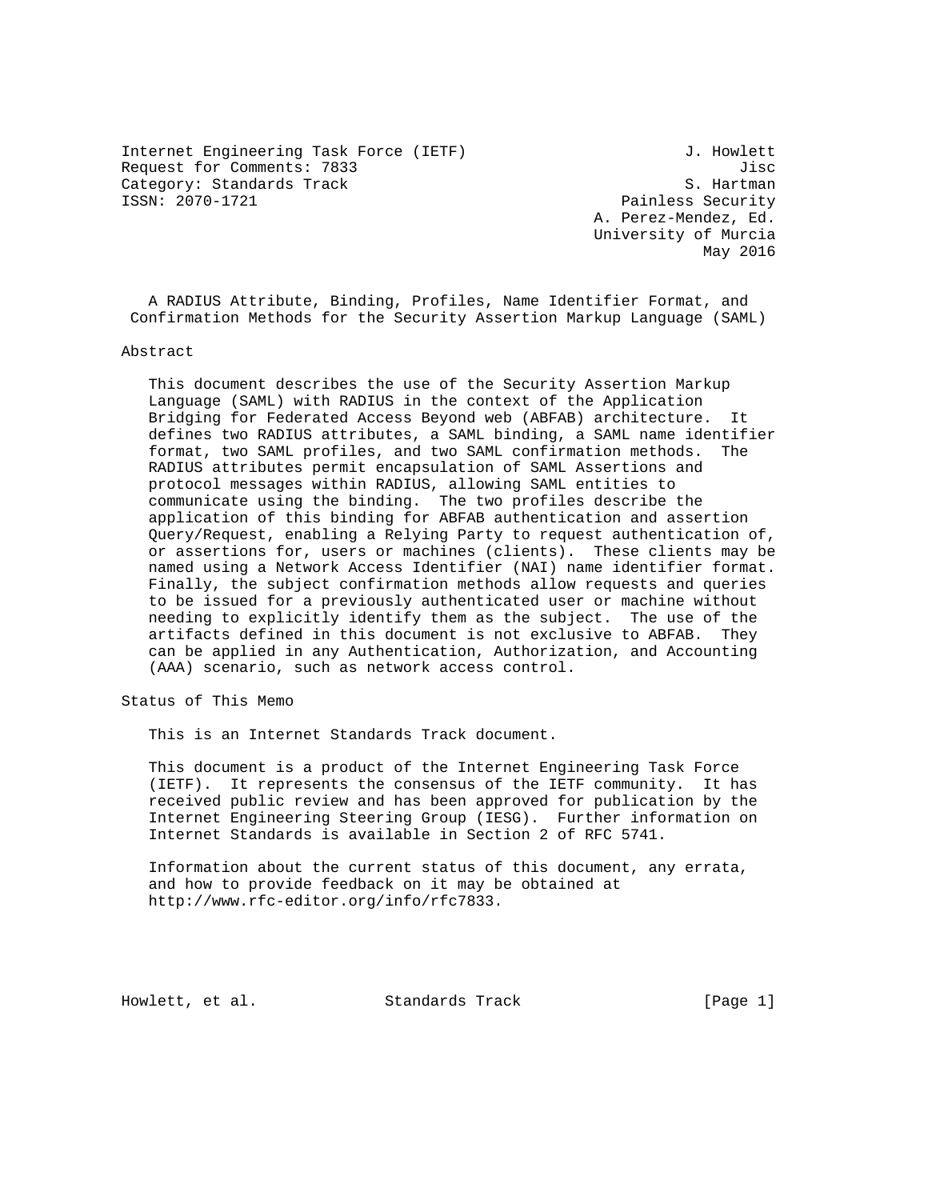Internet Engineering Task Force (IETF)  
Request for Comments: 7833  
Category: Standards Track  
ISSN: 2070-1721

J. Howlett  
Jisc  
S. Hartman  
Painless Security  
A. Perez-Mendez, Ed.  
University of Murcia  
May 2016

# A RADIUS Attribute, Binding, Profiles, Name Identifier Format, and Confirmation Methods for the Security Assertion Markup Language (SAML)

## Abstract

This document describes the use of the Security Assertion Markup Language (SAML) with RADIUS in the context of the Application Bridging for Federated Access Beyond web (ABFAB) architecture. It defines two RADIUS attributes, a SAML binding, a SAML name identifier format, two SAML profiles, and two SAML confirmation methods. The RADIUS attributes permit encapsulation of SAML Assertions and protocol messages within RADIUS, allowing SAML entities to communicate using the binding. The two profiles describe the application of this binding for ABFAB authentication and assertion Query/Request, enabling a Relying Party to request authentication of, or assertions for, users or machines (clients). These clients may be named using a Network Access Identifier (NAI) name identifier format. Finally, the subject confirmation methods allow requests and queries to be issued for a previously authenticated user or machine without needing to explicitly identify them as the subject. The use of the artifacts defined in this document is not exclusive to ABFAB. They can be applied in any Authentication, Authorization, and Accounting (AAA) scenario, such as network access control.

## Status of This Memo

This is an Internet Standards Track document.

This document is a product of the Internet Engineering Task Force (IETF). It represents the consensus of the IETF community. It has received public review and has been approved for publication by the Internet Engineering Steering Group (IESG). Further information on Internet Standards is available in Section 2 of RFC 5741.

Information about the current status of this document, any errata, and how to provide feedback on it may be obtained at http://www.rfc-editor.org/info/rfc7833.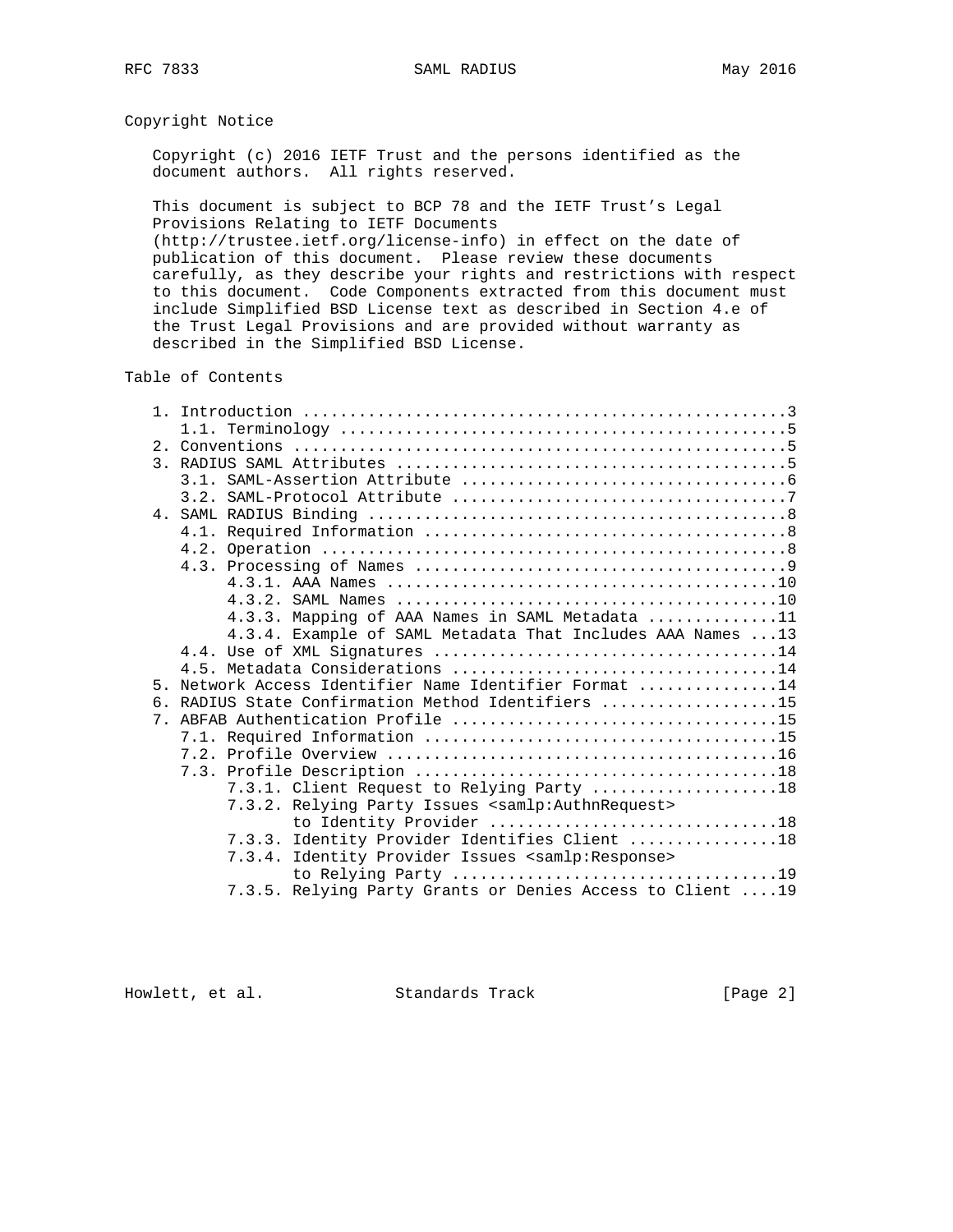## Copyright Notice

Copyright (c) 2016 IETF Trust and the persons identified as the document authors. All rights reserved.

This document is subject to BCP 78 and the IETF Trust's Legal Provisions Relating to IETF Documents (http://trustee.ietf.org/license-info) in effect on the date of publication of this document. Please review these documents carefully, as they describe your rights and restrictions with respect to this document. Code Components extracted from this document must include Simplified BSD License text as described in Section 4.e of the Trust Legal Provisions and are provided without warranty as described in the Simplified BSD License.

## Table of Contents

```
   1. Introduction ....................................................3
      1.1. Terminology ................................................5
   2. Conventions .....................................................5
   3. RADIUS SAML Attributes ..........................................5
      3.1. SAML-Assertion Attribute ...................................6
      3.2. SAML-Protocol Attribute ....................................7
   4. SAML RADIUS Binding .............................................8
      4.1. Required Information .......................................8
      4.2. Operation ..................................................8
      4.3. Processing of Names ........................................9
           4.3.1. AAA Names ..........................................10
           4.3.2. SAML Names .........................................10
           4.3.3. Mapping of AAA Names in SAML Metadata ..............11
           4.3.4. Example of SAML Metadata That Includes AAA Names ...13
      4.4. Use of XML Signatures .....................................14
      4.5. Metadata Considerations ...................................14
   5. Network Access Identifier Name Identifier Format ...............14
   6. RADIUS State Confirmation Method Identifiers ...................15
   7. ABFAB Authentication Profile ...................................15
      7.1. Required Information ......................................15
      7.2. Profile Overview ..........................................16
      7.3. Profile Description .......................................18
           7.3.1. Client Request to Relying Party ....................18
           7.3.2. Relying Party Issues <samlp:AuthnRequest>
                  to Identity Provider ...............................18
           7.3.3. Identity Provider Identifies Client ................18
           7.3.4. Identity Provider Issues <samlp:Response>
                  to Relying Party ...................................19
           7.3.5. Relying Party Grants or Denies Access to Client ....19
```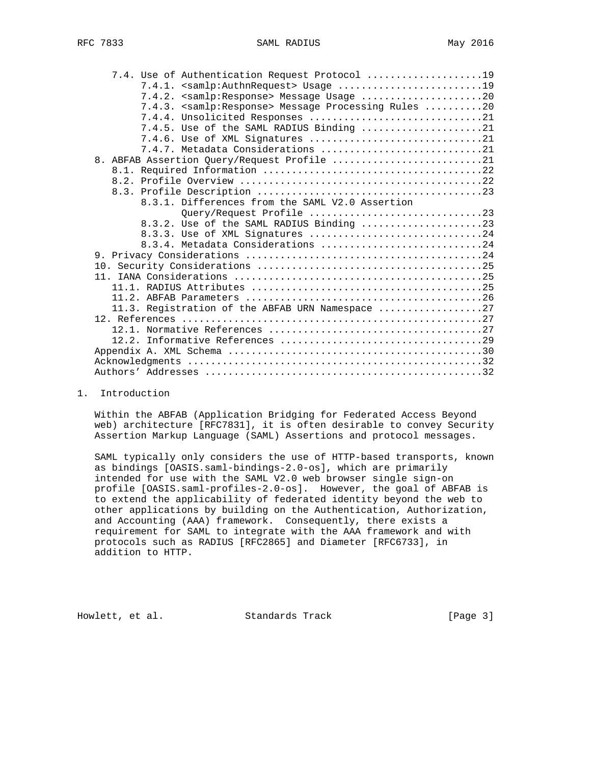7.4. Use of Authentication Request Protocol ....................19
    7.4.1. <samlp:AuthnRequest> Usage .........................19
    7.4.2. <samlp:Response> Message Usage .....................20
    7.4.3. <samlp:Response> Message Processing Rules ..........20
    7.4.4. Unsolicited Responses ..............................21
    7.4.5. Use of the SAML RADIUS Binding .....................21
    7.4.6. Use of XML Signatures ..............................21
    7.4.7. Metadata Considerations ............................21
8. ABFAB Assertion Query/Request Profile ..........................21
  8.1. Required Information .......................................22
  8.2. Profile Overview ...........................................22
  8.3. Profile Description ........................................23
    8.3.1. Differences from the SAML V2.0 Assertion
           Query/Request Profile ..............................23
    8.3.2. Use of the SAML RADIUS Binding .....................23
    8.3.3. Use of XML Signatures ..............................24
    8.3.4. Metadata Considerations ............................24
9. Privacy Considerations .........................................24
10. Security Considerations .......................................25
11. IANA Considerations ...........................................25
  11.1. RADIUS Attributes .........................................25
  11.2. ABFAB Parameters ..........................................26
  11.3. Registration of the ABFAB URN Namespace ...................27
12. References ....................................................27
  12.1. Normative References ......................................27
  12.2. Informative References ....................................29
Appendix A. XML Schema ............................................30
Acknowledgments ...................................................32
Authors' Addresses ................................................32

# 1. Introduction

Within the ABFAB (Application Bridging for Federated Access Beyond web) architecture [RFC7831], it is often desirable to convey Security Assertion Markup Language (SAML) Assertions and protocol messages.

SAML typically only considers the use of HTTP-based transports, known as bindings [OASIS.saml-bindings-2.0-os], which are primarily intended for use with the SAML V2.0 web browser single sign-on profile [OASIS.saml-profiles-2.0-os]. However, the goal of ABFAB is to extend the applicability of federated identity beyond the web to other applications by building on the Authentication, Authorization, and Accounting (AAA) framework. Consequently, there exists a requirement for SAML to integrate with the AAA framework and with protocols such as RADIUS [RFC2865] and Diameter [RFC6733], in addition to HTTP.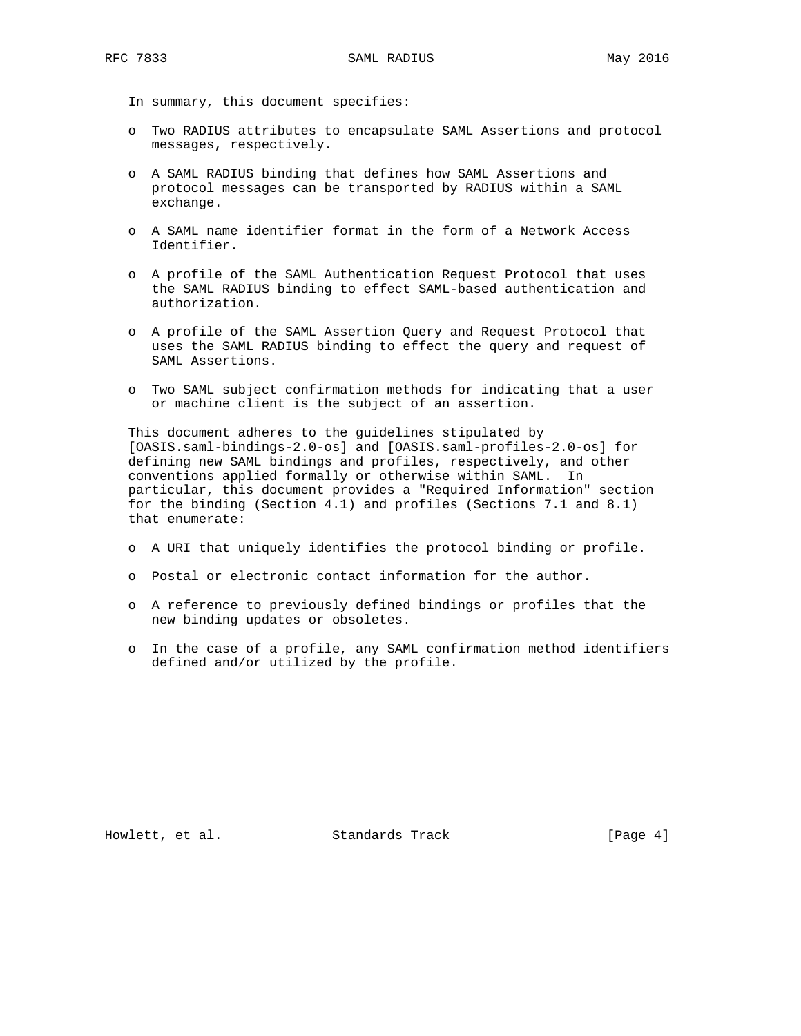In summary, this document specifies:

- Two RADIUS attributes to encapsulate SAML Assertions and protocol messages, respectively.
- A SAML RADIUS binding that defines how SAML Assertions and protocol messages can be transported by RADIUS within a SAML exchange.
- A SAML name identifier format in the form of a Network Access Identifier.
- A profile of the SAML Authentication Request Protocol that uses the SAML RADIUS binding to effect SAML-based authentication and authorization.
- A profile of the SAML Assertion Query and Request Protocol that uses the SAML RADIUS binding to effect the query and request of SAML Assertions.
- Two SAML subject confirmation methods for indicating that a user or machine client is the subject of an assertion.

This document adheres to the guidelines stipulated by [OASIS.saml-bindings-2.0-os] and [OASIS.saml-profiles-2.0-os] for defining new SAML bindings and profiles, respectively, and other conventions applied formally or otherwise within SAML. In particular, this document provides a "Required Information" section for the binding (Section 4.1) and profiles (Sections 7.1 and 8.1) that enumerate:

- A URI that uniquely identifies the protocol binding or profile.
- Postal or electronic contact information for the author.
- A reference to previously defined bindings or profiles that the new binding updates or obsoletes.
- In the case of a profile, any SAML confirmation method identifiers defined and/or utilized by the profile.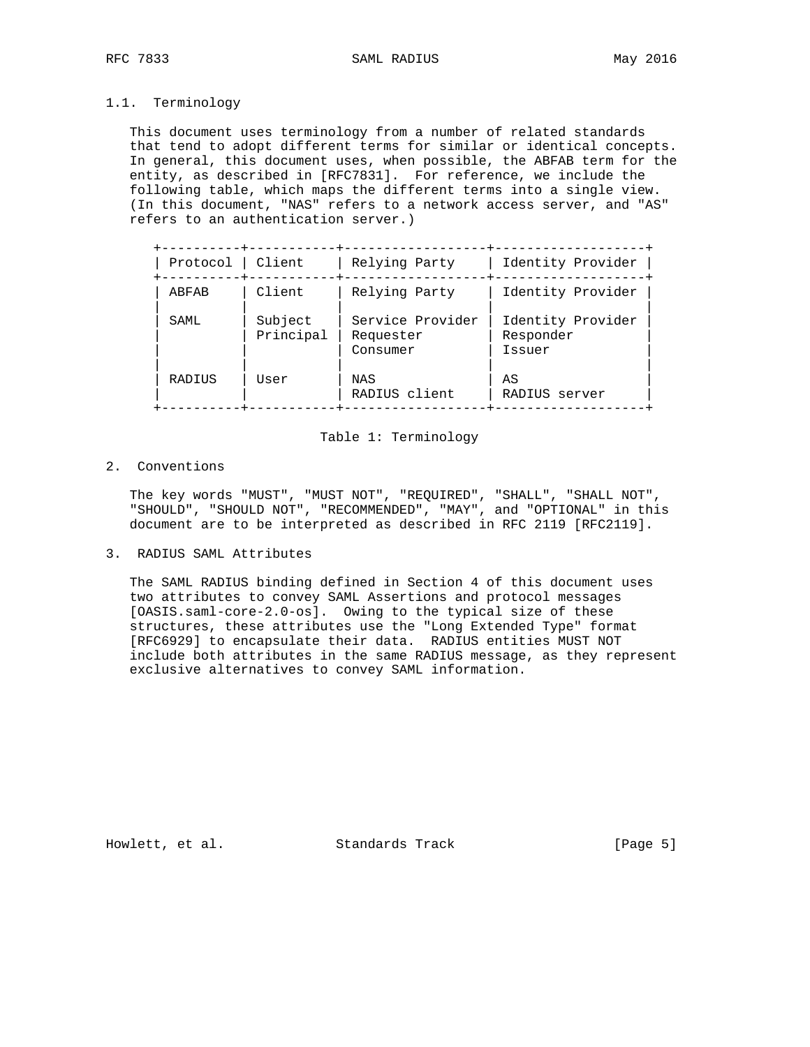### 1.1. Terminology

This document uses terminology from a number of related standards that tend to adopt different terms for similar or identical concepts. In general, this document uses, when possible, the ABFAB term for the entity, as described in [RFC7831]. For reference, we include the following table, which maps the different terms into a single view. (In this document, "NAS" refers to a network access server, and "AS" refers to an authentication server.)

| Protocol | Client | Relying Party | Identity Provider |
|---|---|---|---|
| ABFAB | Client | Relying Party | Identity Provider |
| SAML | Subject Principal | Service Provider Requester Consumer | Identity Provider Responder Issuer |
| RADIUS | User | NAS RADIUS client | AS RADIUS server |

Table 1: Terminology

## 2. Conventions

The key words "MUST", "MUST NOT", "REQUIRED", "SHALL", "SHALL NOT", "SHOULD", "SHOULD NOT", "RECOMMENDED", "MAY", and "OPTIONAL" in this document are to be interpreted as described in RFC 2119 [RFC2119].

## 3. RADIUS SAML Attributes

The SAML RADIUS binding defined in Section 4 of this document uses two attributes to convey SAML Assertions and protocol messages [OASIS.saml-core-2.0-os]. Owing to the typical size of these structures, these attributes use the "Long Extended Type" format [RFC6929] to encapsulate their data. RADIUS entities MUST NOT include both attributes in the same RADIUS message, as they represent exclusive alternatives to convey SAML information.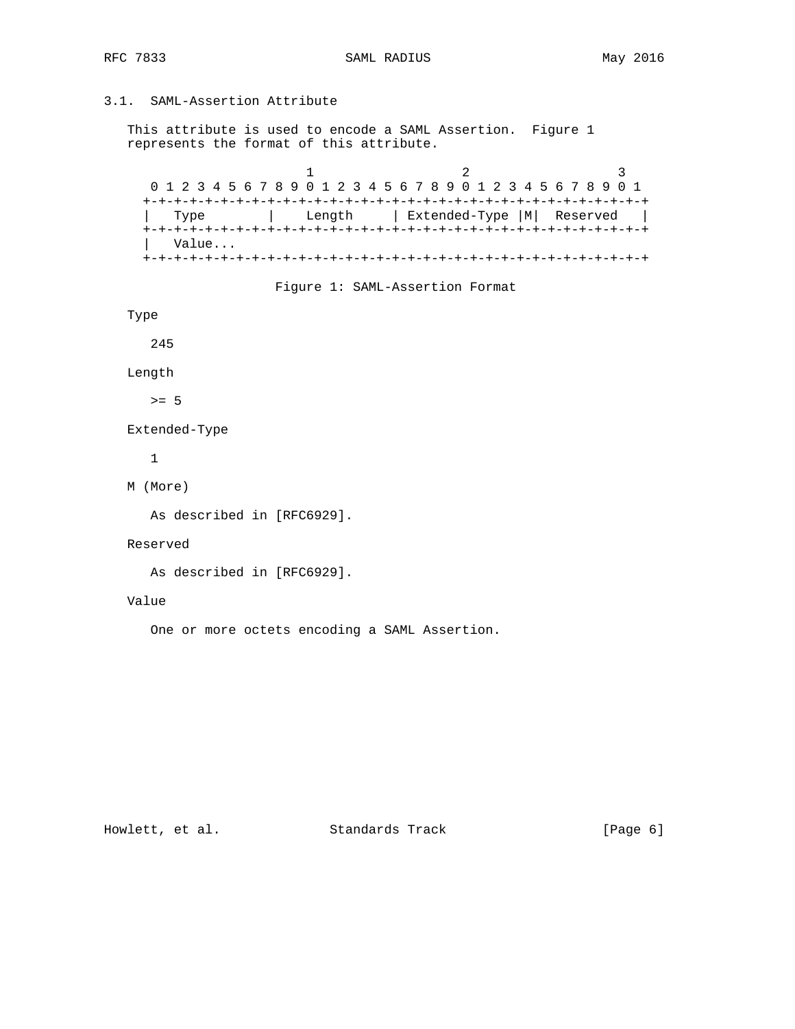### 3.1. SAML-Assertion Attribute

This attribute is used to encode a SAML Assertion. Figure 1 represents the format of this attribute.

```
                     1                   2                   3
 0 1 2 3 4 5 6 7 8 9 0 1 2 3 4 5 6 7 8 9 0 1 2 3 4 5 6 7 8 9 0 1
+-+-+-+-+-+-+-+-+-+-+-+-+-+-+-+-+-+-+-+-+-+-+-+-+-+-+-+-+-+-+-+-+
|   Type        |    Length     | Extended-Type |M|  Reserved   |
+-+-+-+-+-+-+-+-+-+-+-+-+-+-+-+-+-+-+-+-+-+-+-+-+-+-+-+-+-+-+-+-+
|   Value...
+-+-+-+-+-+-+-+-+-+-+-+-+-+-+-+-+-+-+-+-+-+-+-+-+-+-+-+-+-+-+-+-+
```

Figure 1: SAML-Assertion Format

Type

245

Length

>= 5

Extended-Type

1

M (More)

As described in [RFC6929].

Reserved

As described in [RFC6929].

Value

One or more octets encoding a SAML Assertion.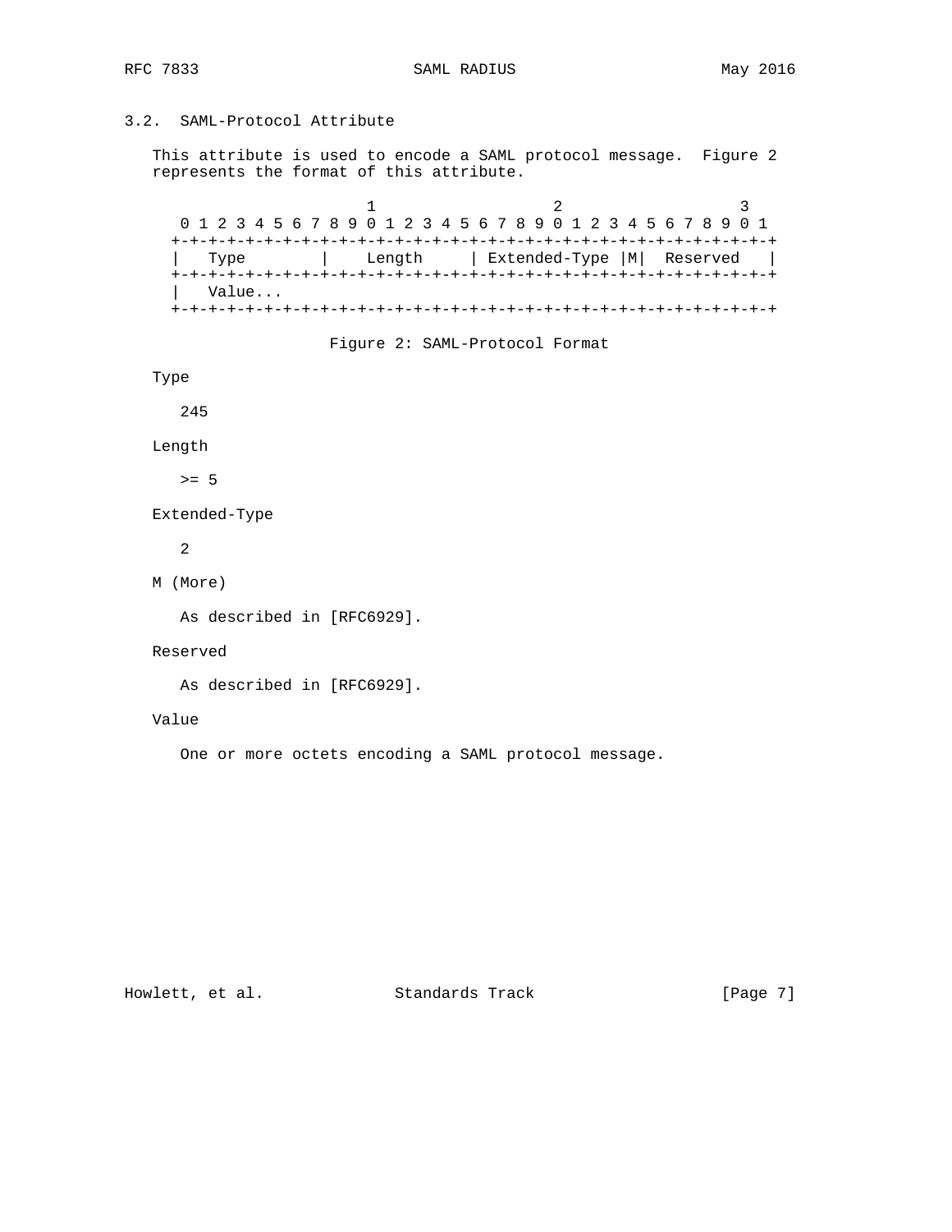### 3.2. SAML-Protocol Attribute

This attribute is used to encode a SAML protocol message. Figure 2 represents the format of this attribute.

```
                     1                   2                   3
 0 1 2 3 4 5 6 7 8 9 0 1 2 3 4 5 6 7 8 9 0 1 2 3 4 5 6 7 8 9 0 1
+-+-+-+-+-+-+-+-+-+-+-+-+-+-+-+-+-+-+-+-+-+-+-+-+-+-+-+-+-+-+-+-+
|   Type        |    Length     | Extended-Type |M|  Reserved   |
+-+-+-+-+-+-+-+-+-+-+-+-+-+-+-+-+-+-+-+-+-+-+-+-+-+-+-+-+-+-+-+-+
|   Value...
+-+-+-+-+-+-+-+-+-+-+-+-+-+-+-+-+-+-+-+-+-+-+-+-+-+-+-+-+-+-+-+-+
```

Figure 2: SAML-Protocol Format

Type

245

Length

>= 5

Extended-Type

2

M (More)

As described in [RFC6929].

Reserved

As described in [RFC6929].

Value

One or more octets encoding a SAML protocol message.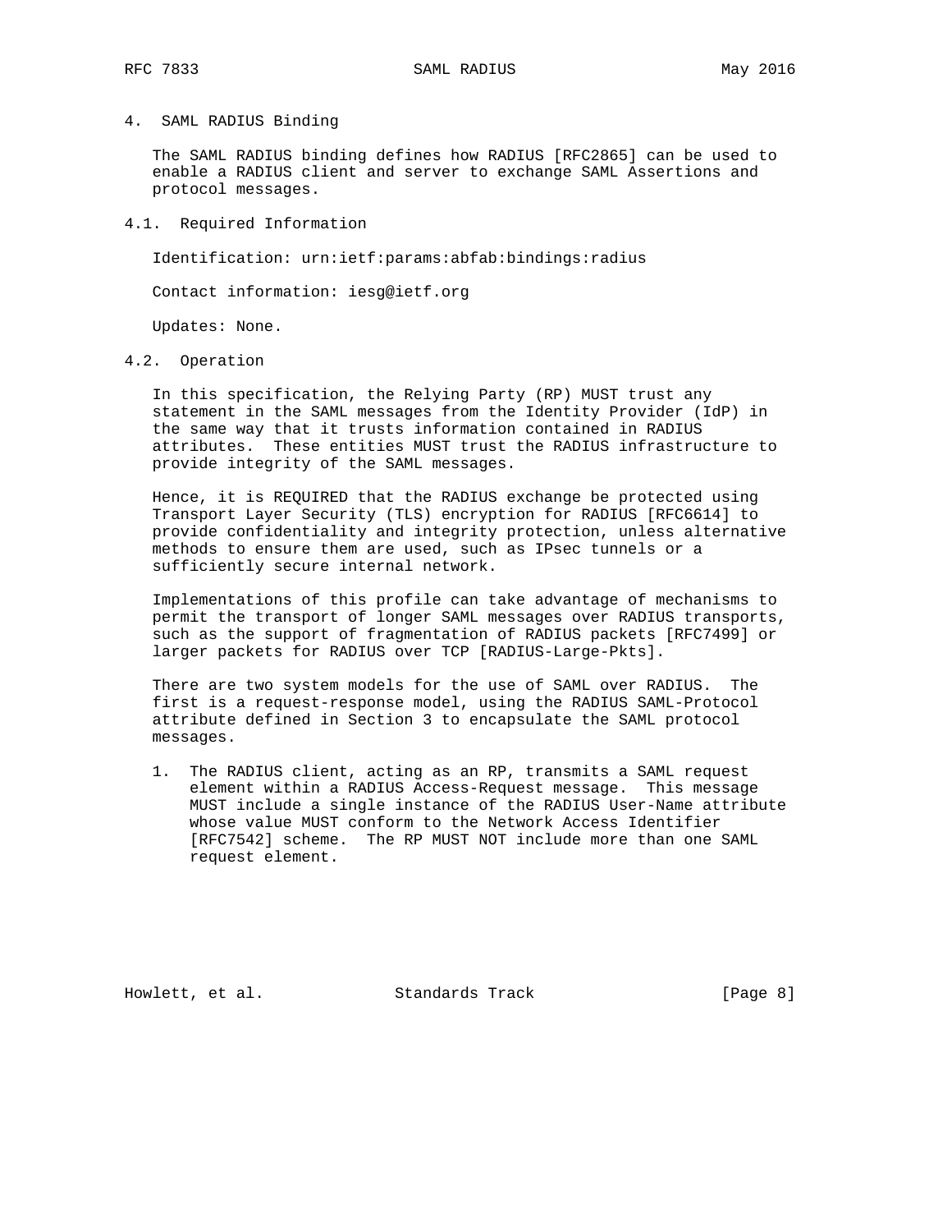# 4. SAML RADIUS Binding

The SAML RADIUS binding defines how RADIUS [RFC2865] can be used to enable a RADIUS client and server to exchange SAML Assertions and protocol messages.

## 4.1. Required Information

Identification: urn:ietf:params:abfab:bindings:radius

Contact information: iesg@ietf.org

Updates: None.

## 4.2. Operation

In this specification, the Relying Party (RP) MUST trust any statement in the SAML messages from the Identity Provider (IdP) in the same way that it trusts information contained in RADIUS attributes. These entities MUST trust the RADIUS infrastructure to provide integrity of the SAML messages.

Hence, it is REQUIRED that the RADIUS exchange be protected using Transport Layer Security (TLS) encryption for RADIUS [RFC6614] to provide confidentiality and integrity protection, unless alternative methods to ensure them are used, such as IPsec tunnels or a sufficiently secure internal network.

Implementations of this profile can take advantage of mechanisms to permit the transport of longer SAML messages over RADIUS transports, such as the support of fragmentation of RADIUS packets [RFC7499] or larger packets for RADIUS over TCP [RADIUS-Large-Pkts].

There are two system models for the use of SAML over RADIUS. The first is a request-response model, using the RADIUS SAML-Protocol attribute defined in Section 3 to encapsulate the SAML protocol messages.

1. The RADIUS client, acting as an RP, transmits a SAML request element within a RADIUS Access-Request message. This message MUST include a single instance of the RADIUS User-Name attribute whose value MUST conform to the Network Access Identifier [RFC7542] scheme. The RP MUST NOT include more than one SAML request element.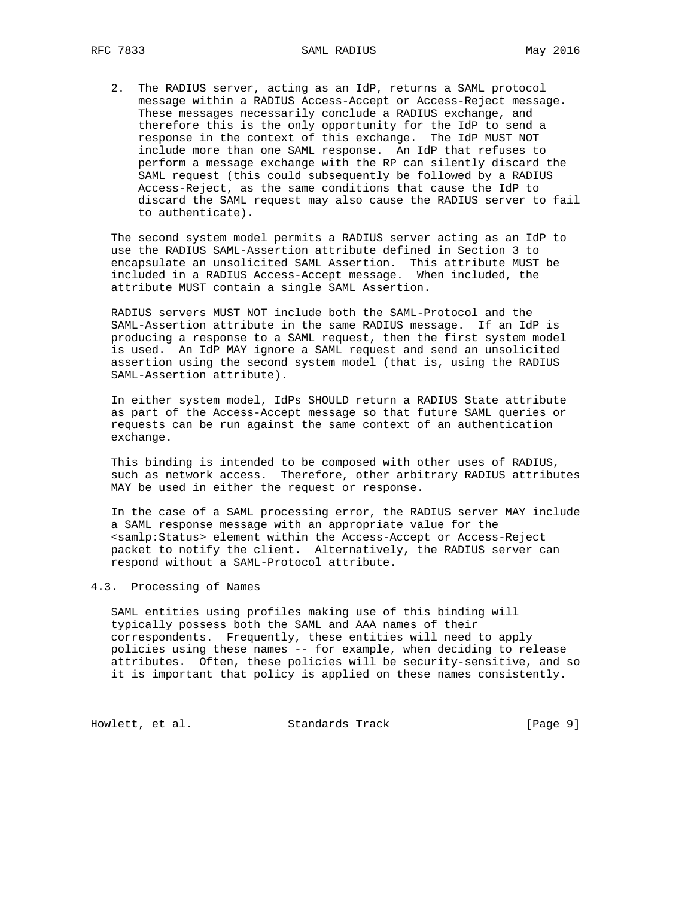2. The RADIUS server, acting as an IdP, returns a SAML protocol message within a RADIUS Access-Accept or Access-Reject message. These messages necessarily conclude a RADIUS exchange, and therefore this is the only opportunity for the IdP to send a response in the context of this exchange. The IdP MUST NOT include more than one SAML response. An IdP that refuses to perform a message exchange with the RP can silently discard the SAML request (this could subsequently be followed by a RADIUS Access-Reject, as the same conditions that cause the IdP to discard the SAML request may also cause the RADIUS server to fail to authenticate).

The second system model permits a RADIUS server acting as an IdP to use the RADIUS SAML-Assertion attribute defined in Section 3 to encapsulate an unsolicited SAML Assertion. This attribute MUST be included in a RADIUS Access-Accept message. When included, the attribute MUST contain a single SAML Assertion.

RADIUS servers MUST NOT include both the SAML-Protocol and the SAML-Assertion attribute in the same RADIUS message. If an IdP is producing a response to a SAML request, then the first system model is used. An IdP MAY ignore a SAML request and send an unsolicited assertion using the second system model (that is, using the RADIUS SAML-Assertion attribute).

In either system model, IdPs SHOULD return a RADIUS State attribute as part of the Access-Accept message so that future SAML queries or requests can be run against the same context of an authentication exchange.

This binding is intended to be composed with other uses of RADIUS, such as network access. Therefore, other arbitrary RADIUS attributes MAY be used in either the request or response.

In the case of a SAML processing error, the RADIUS server MAY include a SAML response message with an appropriate value for the <samlp:Status> element within the Access-Accept or Access-Reject packet to notify the client. Alternatively, the RADIUS server can respond without a SAML-Protocol attribute.

### 4.3. Processing of Names

SAML entities using profiles making use of this binding will typically possess both the SAML and AAA names of their correspondents. Frequently, these entities will need to apply policies using these names -- for example, when deciding to release attributes. Often, these policies will be security-sensitive, and so it is important that policy is applied on these names consistently.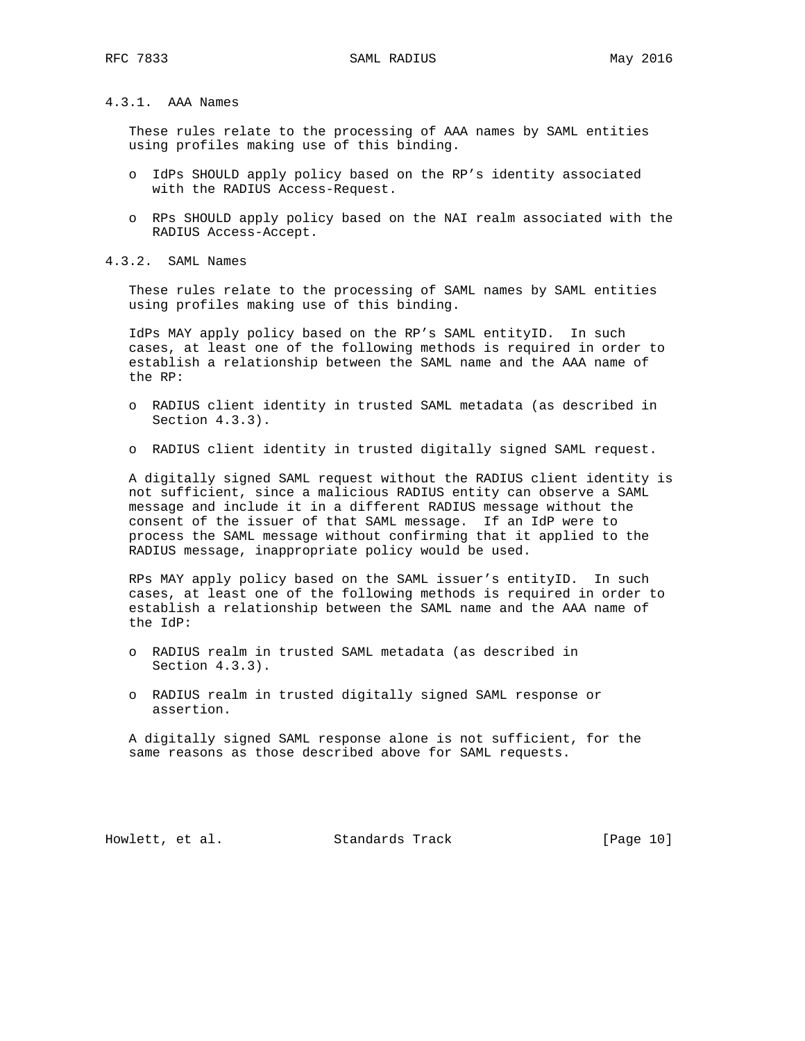#### 4.3.1. AAA Names

These rules relate to the processing of AAA names by SAML entities using profiles making use of this binding.

- IdPs SHOULD apply policy based on the RP's identity associated with the RADIUS Access-Request.

- RPs SHOULD apply policy based on the NAI realm associated with the RADIUS Access-Accept.

#### 4.3.2. SAML Names

These rules relate to the processing of SAML names by SAML entities using profiles making use of this binding.

IdPs MAY apply policy based on the RP's SAML entityID. In such cases, at least one of the following methods is required in order to establish a relationship between the SAML name and the AAA name of the RP:

- RADIUS client identity in trusted SAML metadata (as described in Section 4.3.3).

- RADIUS client identity in trusted digitally signed SAML request.

A digitally signed SAML request without the RADIUS client identity is not sufficient, since a malicious RADIUS entity can observe a SAML message and include it in a different RADIUS message without the consent of the issuer of that SAML message. If an IdP were to process the SAML message without confirming that it applied to the RADIUS message, inappropriate policy would be used.

RPs MAY apply policy based on the SAML issuer's entityID. In such cases, at least one of the following methods is required in order to establish a relationship between the SAML name and the AAA name of the IdP:

- RADIUS realm in trusted SAML metadata (as described in Section 4.3.3).

- RADIUS realm in trusted digitally signed SAML response or assertion.

A digitally signed SAML response alone is not sufficient, for the same reasons as those described above for SAML requests.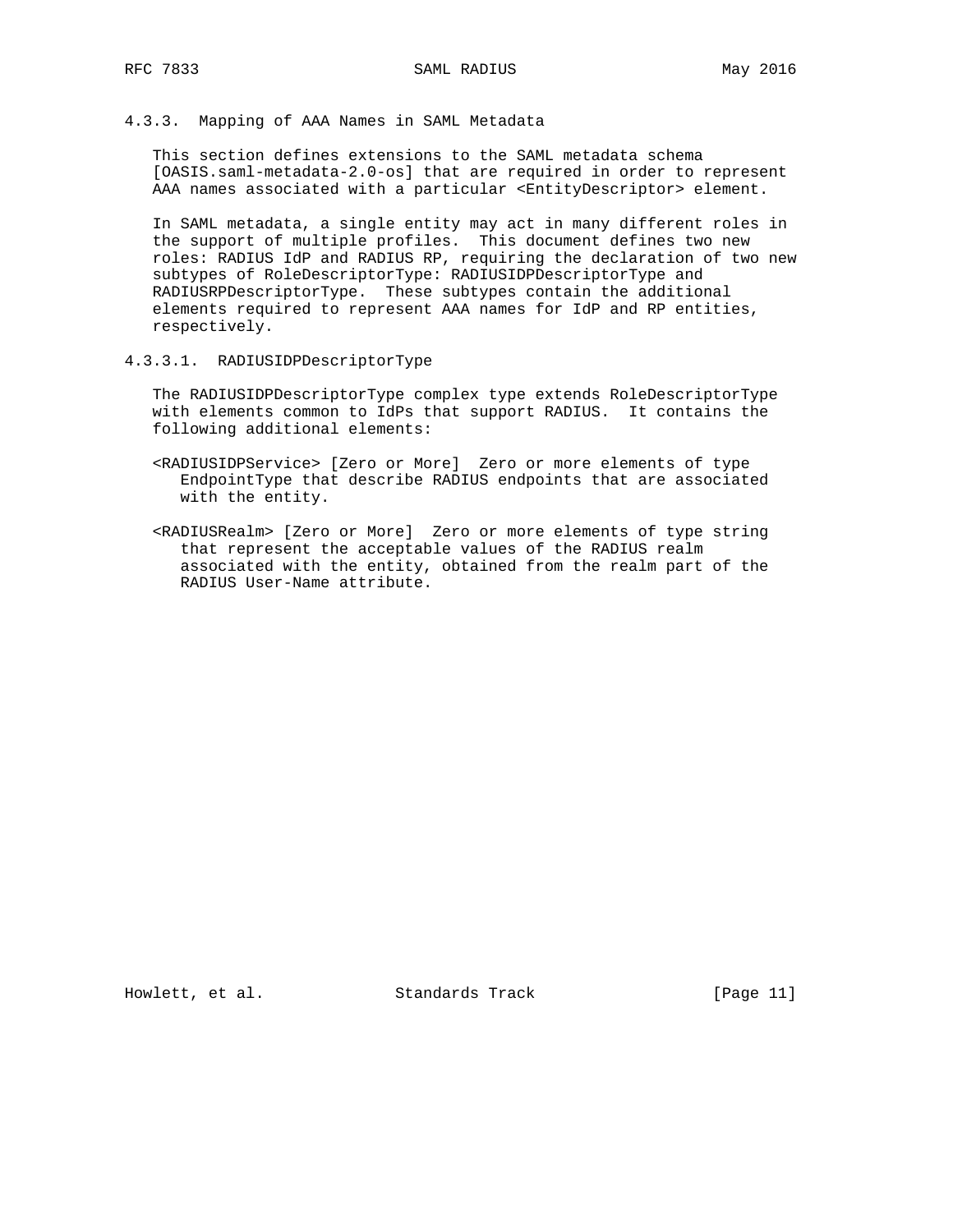### 4.3.3. Mapping of AAA Names in SAML Metadata

This section defines extensions to the SAML metadata schema [OASIS.saml-metadata-2.0-os] that are required in order to represent AAA names associated with a particular <EntityDescriptor> element.

In SAML metadata, a single entity may act in many different roles in the support of multiple profiles. This document defines two new roles: RADIUS IdP and RADIUS RP, requiring the declaration of two new subtypes of RoleDescriptorType: RADIUSIDPDescriptorType and RADIUSRPDescriptorType. These subtypes contain the additional elements required to represent AAA names for IdP and RP entities, respectively.

#### 4.3.3.1. RADIUSIDPDescriptorType

The RADIUSIDPDescriptorType complex type extends RoleDescriptorType with elements common to IdPs that support RADIUS. It contains the following additional elements:

<RADIUSIDPService> [Zero or More] Zero or more elements of type EndpointType that describe RADIUS endpoints that are associated with the entity.

<RADIUSRealm> [Zero or More] Zero or more elements of type string that represent the acceptable values of the RADIUS realm associated with the entity, obtained from the realm part of the RADIUS User-Name attribute.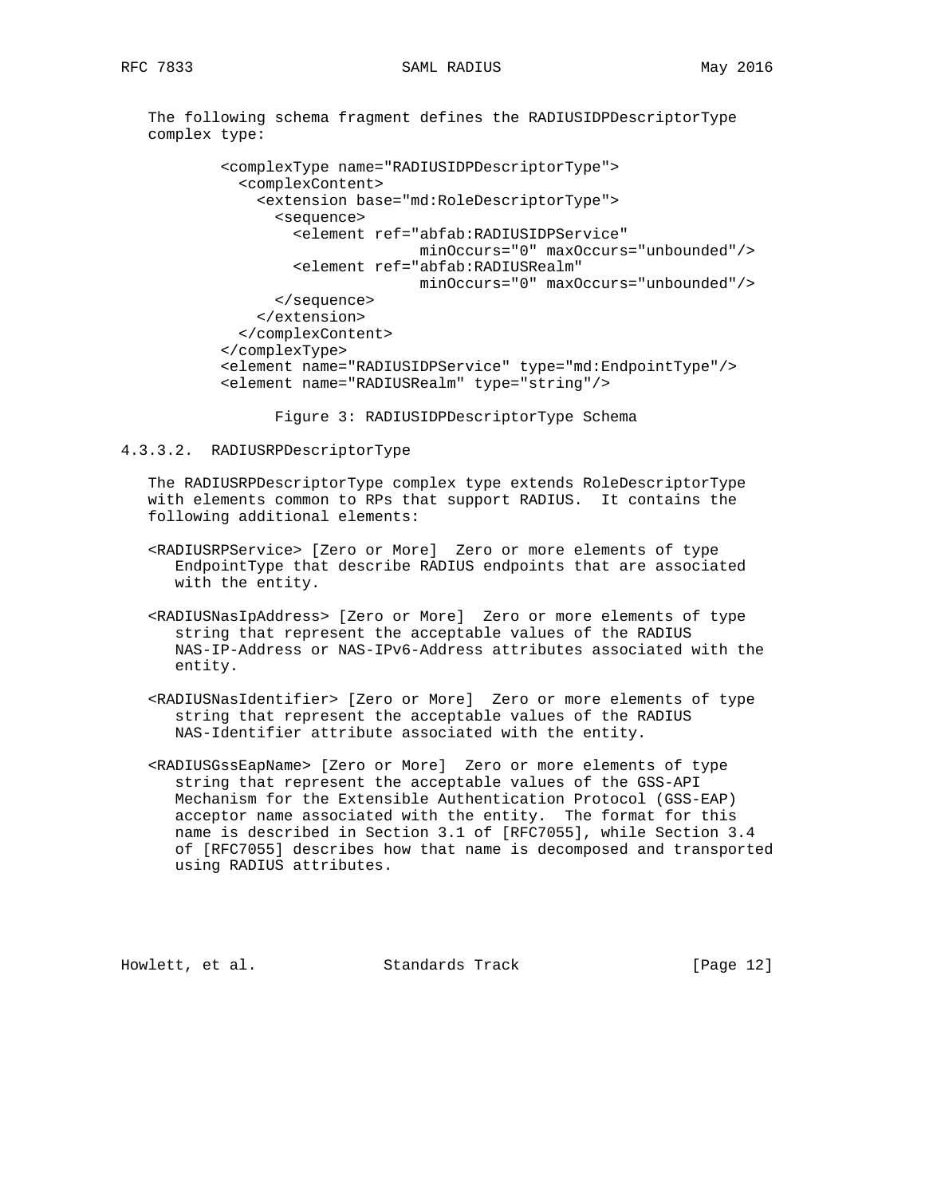The following schema fragment defines the RADIUSIDPDescriptorType complex type:

```
<complexType name="RADIUSIDPDescriptorType">
  <complexContent>
    <extension base="md:RoleDescriptorType">
      <sequence>
        <element ref="abfab:RADIUSIDPService"
                       minOccurs="0" maxOccurs="unbounded"/>
        <element ref="abfab:RADIUSRealm"
                       minOccurs="0" maxOccurs="unbounded"/>
      </sequence>
    </extension>
  </complexContent>
</complexType>
<element name="RADIUSIDPService" type="md:EndpointType"/>
<element name="RADIUSRealm" type="string"/>
```

Figure 3: RADIUSIDPDescriptorType Schema

#### 4.3.3.2. RADIUSRPDescriptorType

The RADIUSRPDescriptorType complex type extends RoleDescriptorType with elements common to RPs that support RADIUS. It contains the following additional elements:

<RADIUSRPService> [Zero or More] Zero or more elements of type EndpointType that describe RADIUS endpoints that are associated with the entity.

<RADIUSNasIpAddress> [Zero or More] Zero or more elements of type string that represent the acceptable values of the RADIUS NAS-IP-Address or NAS-IPv6-Address attributes associated with the entity.

<RADIUSNasIdentifier> [Zero or More] Zero or more elements of type string that represent the acceptable values of the RADIUS NAS-Identifier attribute associated with the entity.

<RADIUSGssEapName> [Zero or More] Zero or more elements of type string that represent the acceptable values of the GSS-API Mechanism for the Extensible Authentication Protocol (GSS-EAP) acceptor name associated with the entity. The format for this name is described in Section 3.1 of [RFC7055], while Section 3.4 of [RFC7055] describes how that name is decomposed and transported using RADIUS attributes.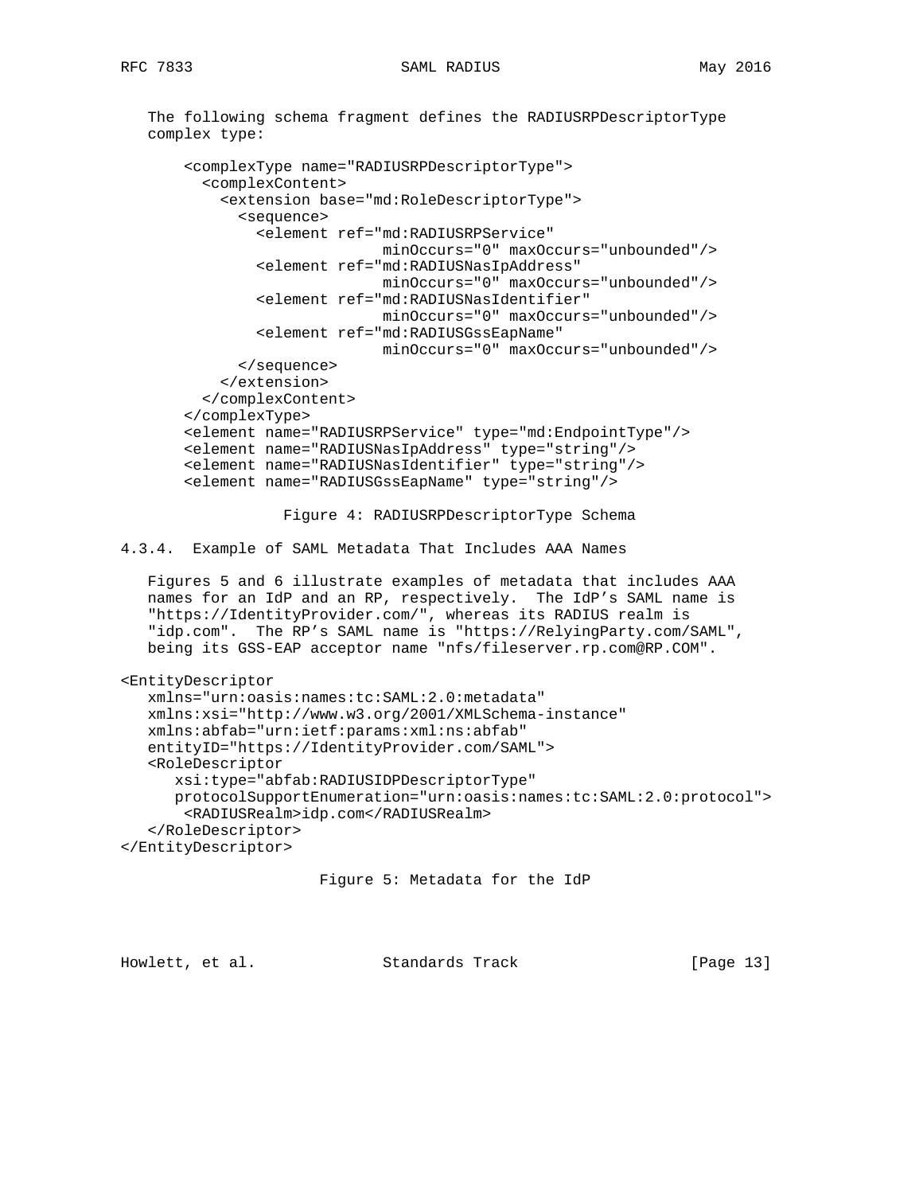The following schema fragment defines the RADIUSRPDescriptorType complex type:

```
<complexType name="RADIUSRPDescriptorType">
  <complexContent>
    <extension base="md:RoleDescriptorType">
      <sequence>
        <element ref="md:RADIUSRPService"
                      minOccurs="0" maxOccurs="unbounded"/>
        <element ref="md:RADIUSNasIpAddress"
                      minOccurs="0" maxOccurs="unbounded"/>
        <element ref="md:RADIUSNasIdentifier"
                      minOccurs="0" maxOccurs="unbounded"/>
        <element ref="md:RADIUSGssEapName"
                      minOccurs="0" maxOccurs="unbounded"/>
      </sequence>
    </extension>
  </complexContent>
</complexType>
<element name="RADIUSRPService" type="md:EndpointType"/>
<element name="RADIUSNasIpAddress" type="string"/>
<element name="RADIUSNasIdentifier" type="string"/>
<element name="RADIUSGssEapName" type="string"/>
```

Figure 4: RADIUSRPDescriptorType Schema

### 4.3.4. Example of SAML Metadata That Includes AAA Names

Figures 5 and 6 illustrate examples of metadata that includes AAA names for an IdP and an RP, respectively. The IdP's SAML name is "https://IdentityProvider.com/", whereas its RADIUS realm is "idp.com". The RP's SAML name is "https://RelyingParty.com/SAML", being its GSS-EAP acceptor name "nfs/fileserver.rp.com@RP.COM".

```
<EntityDescriptor
   xmlns="urn:oasis:names:tc:SAML:2.0:metadata"
   xmlns:xsi="http://www.w3.org/2001/XMLSchema-instance"
   xmlns:abfab="urn:ietf:params:xml:ns:abfab"
   entityID="https://IdentityProvider.com/SAML">
   <RoleDescriptor
      xsi:type="abfab:RADIUSIDPDescriptorType"
      protocolSupportEnumeration="urn:oasis:names:tc:SAML:2.0:protocol">
       <RADIUSRealm>idp.com</RADIUSRealm>
   </RoleDescriptor>
</EntityDescriptor>
```

Figure 5: Metadata for the IdP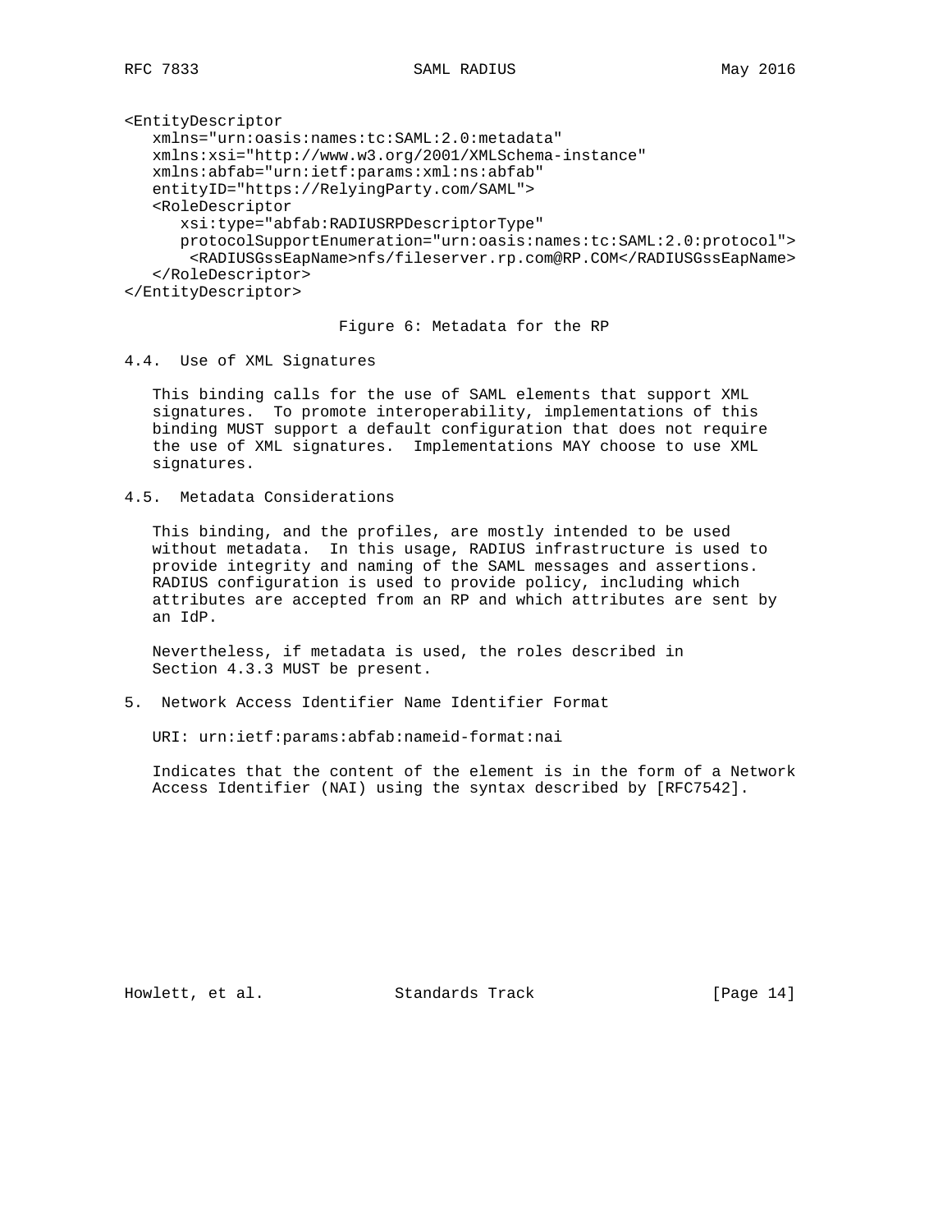```xml
<EntityDescriptor
   xmlns="urn:oasis:names:tc:SAML:2.0:metadata"
   xmlns:xsi="http://www.w3.org/2001/XMLSchema-instance"
   xmlns:abfab="urn:ietf:params:xml:ns:abfab"
   entityID="https://RelyingParty.com/SAML">
   <RoleDescriptor
      xsi:type="abfab:RADIUSRPDescriptorType"
      protocolSupportEnumeration="urn:oasis:names:tc:SAML:2.0:protocol">
       <RADIUSGssEapName>nfs/fileserver.rp.com@RP.COM</RADIUSGssEapName>
   </RoleDescriptor>
</EntityDescriptor>
```

Figure 6: Metadata for the RP

### 4.4. Use of XML Signatures

This binding calls for the use of SAML elements that support XML signatures. To promote interoperability, implementations of this binding MUST support a default configuration that does not require the use of XML signatures. Implementations MAY choose to use XML signatures.

### 4.5. Metadata Considerations

This binding, and the profiles, are mostly intended to be used without metadata. In this usage, RADIUS infrastructure is used to provide integrity and naming of the SAML messages and assertions. RADIUS configuration is used to provide policy, including which attributes are accepted from an RP and which attributes are sent by an IdP.

Nevertheless, if metadata is used, the roles described in Section 4.3.3 MUST be present.

## 5. Network Access Identifier Name Identifier Format

URI: urn:ietf:params:abfab:nameid-format:nai

Indicates that the content of the element is in the form of a Network Access Identifier (NAI) using the syntax described by [RFC7542].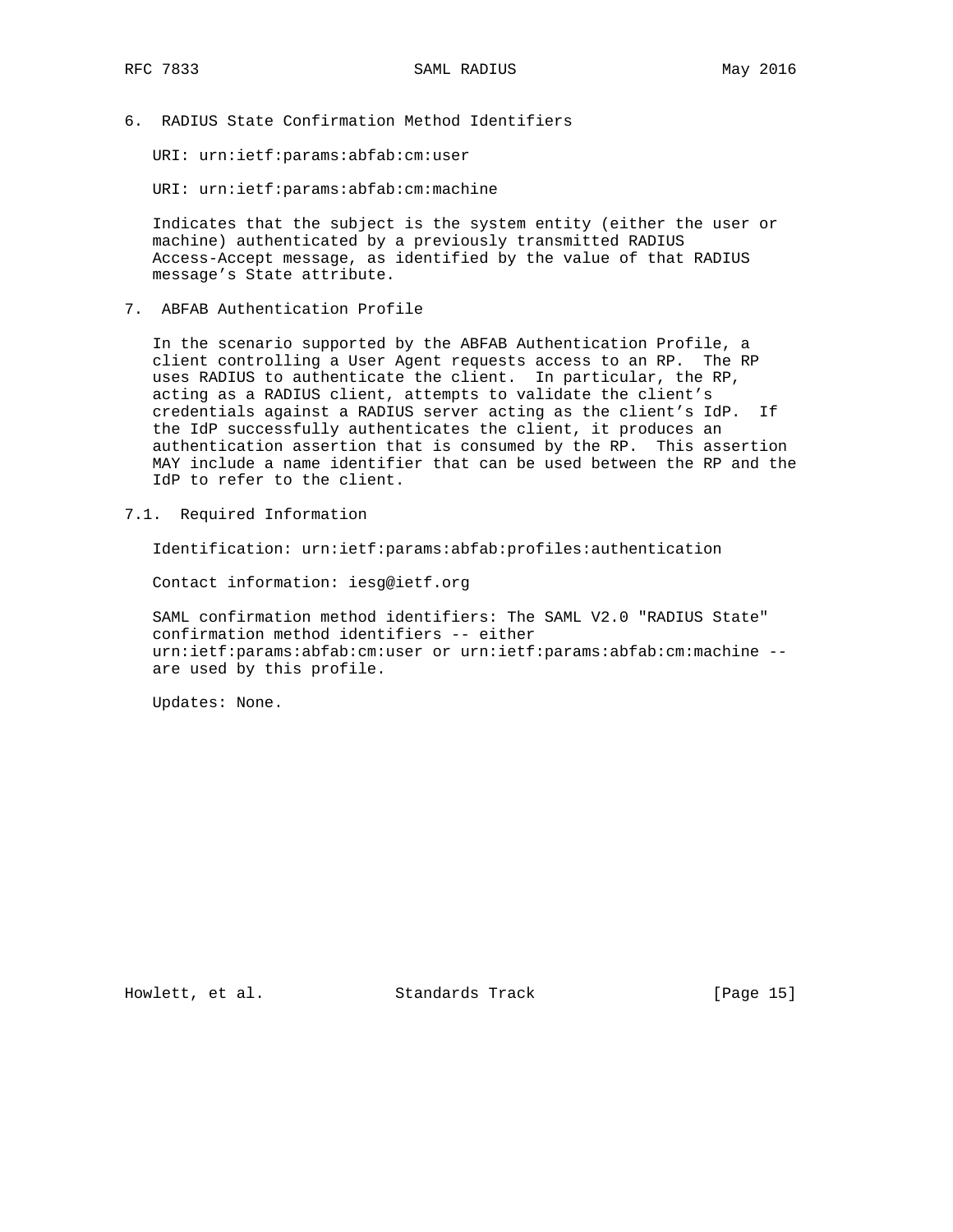## 6. RADIUS State Confirmation Method Identifiers

URI: urn:ietf:params:abfab:cm:user

URI: urn:ietf:params:abfab:cm:machine

Indicates that the subject is the system entity (either the user or machine) authenticated by a previously transmitted RADIUS Access-Accept message, as identified by the value of that RADIUS message's State attribute.

## 7. ABFAB Authentication Profile

In the scenario supported by the ABFAB Authentication Profile, a client controlling a User Agent requests access to an RP. The RP uses RADIUS to authenticate the client. In particular, the RP, acting as a RADIUS client, attempts to validate the client's credentials against a RADIUS server acting as the client's IdP. If the IdP successfully authenticates the client, it produces an authentication assertion that is consumed by the RP. This assertion MAY include a name identifier that can be used between the RP and the IdP to refer to the client.

### 7.1. Required Information

Identification: urn:ietf:params:abfab:profiles:authentication

Contact information: iesg@ietf.org

SAML confirmation method identifiers: The SAML V2.0 "RADIUS State" confirmation method identifiers -- either urn:ietf:params:abfab:cm:user or urn:ietf:params:abfab:cm:machine -- are used by this profile.

Updates: None.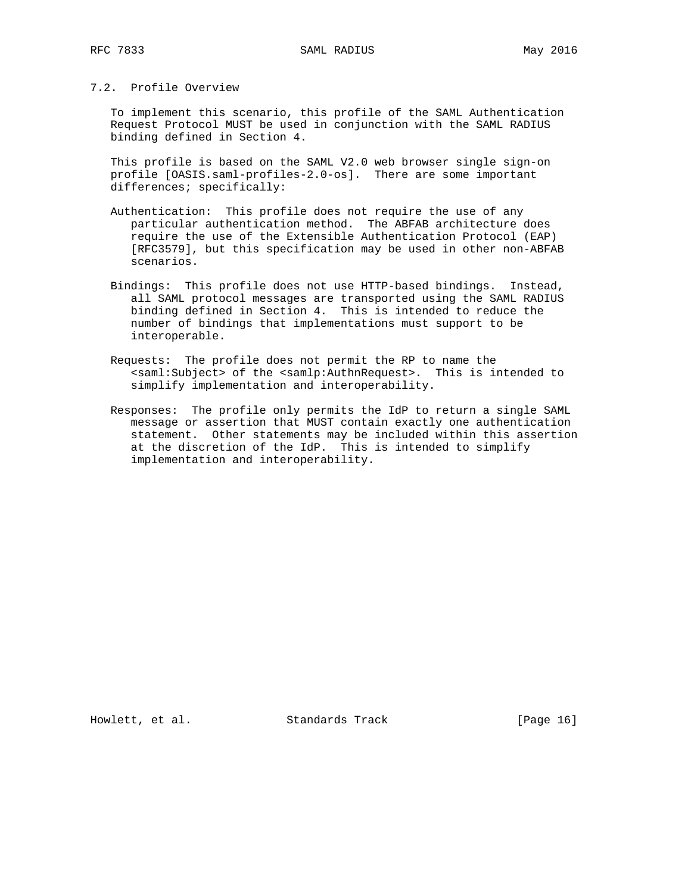### 7.2. Profile Overview

To implement this scenario, this profile of the SAML Authentication Request Protocol MUST be used in conjunction with the SAML RADIUS binding defined in Section 4.

This profile is based on the SAML V2.0 web browser single sign-on profile [OASIS.saml-profiles-2.0-os]. There are some important differences; specifically:

Authentication: This profile does not require the use of any particular authentication method. The ABFAB architecture does require the use of the Extensible Authentication Protocol (EAP) [RFC3579], but this specification may be used in other non-ABFAB scenarios.

Bindings: This profile does not use HTTP-based bindings. Instead, all SAML protocol messages are transported using the SAML RADIUS binding defined in Section 4. This is intended to reduce the number of bindings that implementations must support to be interoperable.

Requests: The profile does not permit the RP to name the <saml:Subject> of the <samlp:AuthnRequest>. This is intended to simplify implementation and interoperability.

Responses: The profile only permits the IdP to return a single SAML message or assertion that MUST contain exactly one authentication statement. Other statements may be included within this assertion at the discretion of the IdP. This is intended to simplify implementation and interoperability.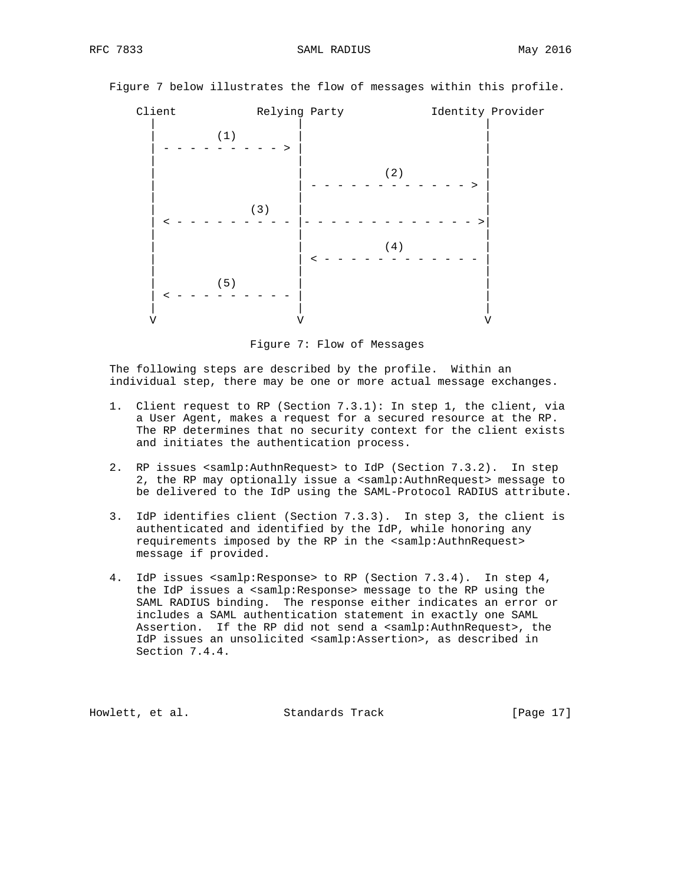Figure 7 below illustrates the flow of messages within this profile.

```
  Client            Relying Party            Identity Provider
    |                    |                           |
    |        (1)         |                           |
    | - - - - - - - - - >|                           |
    |                    |                           |
    |                    |            (2)            |
    |                    | - - - - - - - - - - - - > |
    |                    |                           |
    |            (3)     |                           |
    | < - - - - - - - - -|- - - - - - - - - - - - - >|
    |                    |                           |
    |                    |            (4)            |
    |                    | < - - - - - - - - - - - - |
    |                    |                           |
    |        (5)         |                           |
    | < - - - - - - - - -|                           |
    |                    |                           |
    V                    V                           V
```

Figure 7: Flow of Messages

The following steps are described by the profile. Within an individual step, there may be one or more actual message exchanges.

1. Client request to RP (Section 7.3.1): In step 1, the client, via a User Agent, makes a request for a secured resource at the RP. The RP determines that no security context for the client exists and initiates the authentication process.

2. RP issues <samlp:AuthnRequest> to IdP (Section 7.3.2). In step 2, the RP may optionally issue a <samlp:AuthnRequest> message to be delivered to the IdP using the SAML-Protocol RADIUS attribute.

3. IdP identifies client (Section 7.3.3). In step 3, the client is authenticated and identified by the IdP, while honoring any requirements imposed by the RP in the <samlp:AuthnRequest> message if provided.

4. IdP issues <samlp:Response> to RP (Section 7.3.4). In step 4, the IdP issues a <samlp:Response> message to the RP using the SAML RADIUS binding. The response either indicates an error or includes a SAML authentication statement in exactly one SAML Assertion. If the RP did not send a <samlp:AuthnRequest>, the IdP issues an unsolicited <samlp:Assertion>, as described in Section 7.4.4.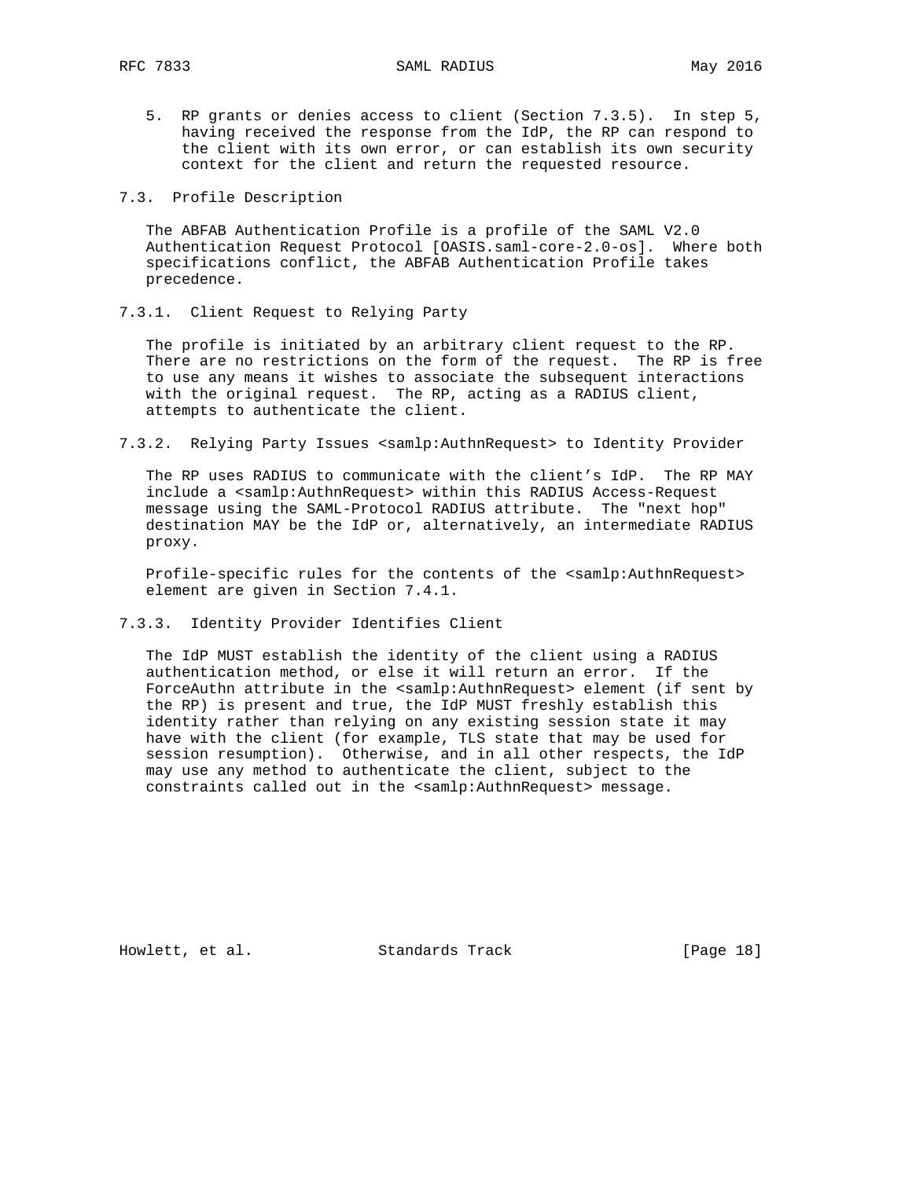5. RP grants or denies access to client (Section 7.3.5). In step 5, having received the response from the IdP, the RP can respond to the client with its own error, or can establish its own security context for the client and return the requested resource.

### 7.3. Profile Description

The ABFAB Authentication Profile is a profile of the SAML V2.0 Authentication Request Protocol [OASIS.saml-core-2.0-os]. Where both specifications conflict, the ABFAB Authentication Profile takes precedence.

#### 7.3.1. Client Request to Relying Party

The profile is initiated by an arbitrary client request to the RP. There are no restrictions on the form of the request. The RP is free to use any means it wishes to associate the subsequent interactions with the original request. The RP, acting as a RADIUS client, attempts to authenticate the client.

#### 7.3.2. Relying Party Issues <samlp:AuthnRequest> to Identity Provider

The RP uses RADIUS to communicate with the client's IdP. The RP MAY include a <samlp:AuthnRequest> within this RADIUS Access-Request message using the SAML-Protocol RADIUS attribute. The "next hop" destination MAY be the IdP or, alternatively, an intermediate RADIUS proxy.

Profile-specific rules for the contents of the <samlp:AuthnRequest> element are given in Section 7.4.1.

#### 7.3.3. Identity Provider Identifies Client

The IdP MUST establish the identity of the client using a RADIUS authentication method, or else it will return an error. If the ForceAuthn attribute in the <samlp:AuthnRequest> element (if sent by the RP) is present and true, the IdP MUST freshly establish this identity rather than relying on any existing session state it may have with the client (for example, TLS state that may be used for session resumption). Otherwise, and in all other respects, the IdP may use any method to authenticate the client, subject to the constraints called out in the <samlp:AuthnRequest> message.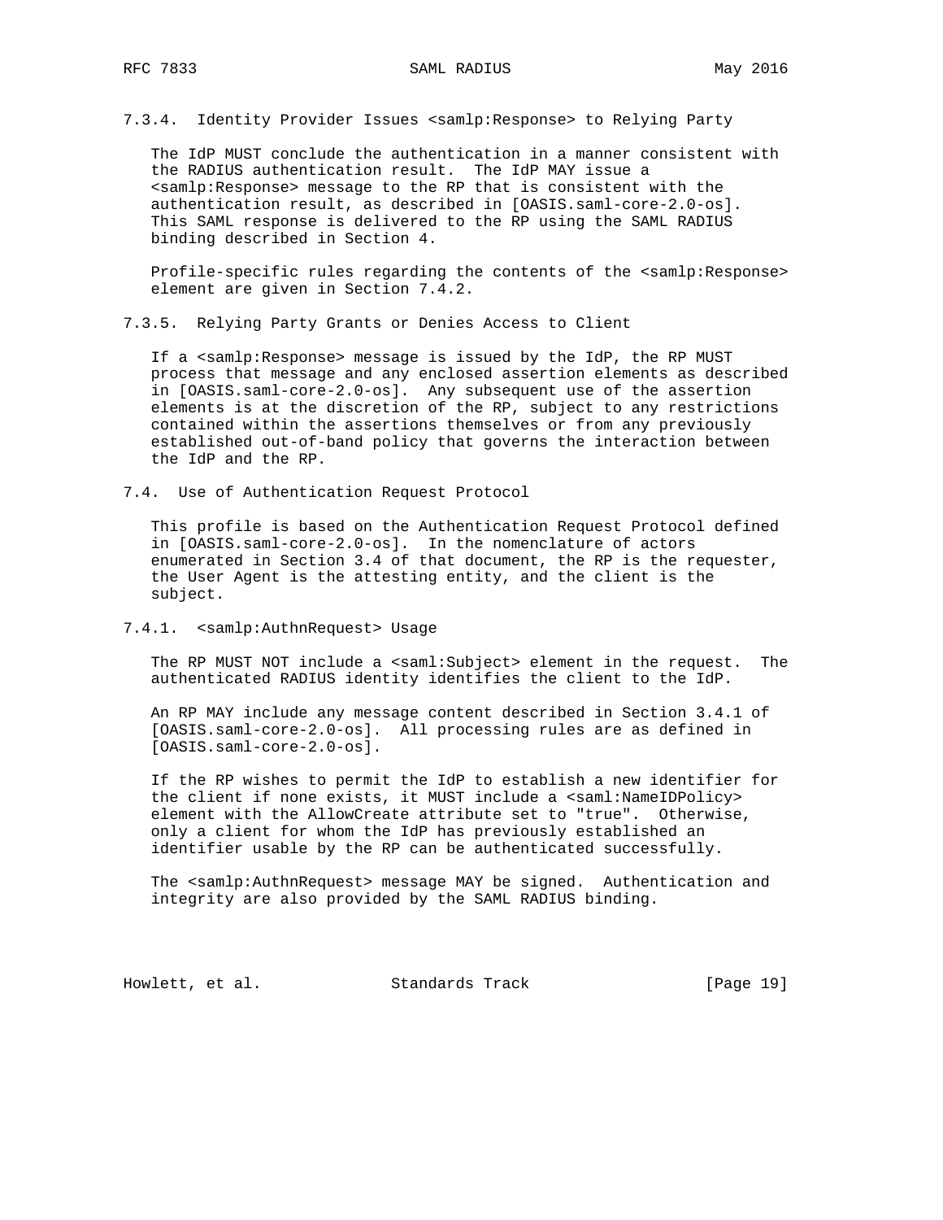#### 7.3.4. Identity Provider Issues <samlp:Response> to Relying Party

The IdP MUST conclude the authentication in a manner consistent with the RADIUS authentication result. The IdP MAY issue a <samlp:Response> message to the RP that is consistent with the authentication result, as described in [OASIS.saml-core-2.0-os]. This SAML response is delivered to the RP using the SAML RADIUS binding described in Section 4.

Profile-specific rules regarding the contents of the <samlp:Response> element are given in Section 7.4.2.

#### 7.3.5. Relying Party Grants or Denies Access to Client

If a <samlp:Response> message is issued by the IdP, the RP MUST process that message and any enclosed assertion elements as described in [OASIS.saml-core-2.0-os]. Any subsequent use of the assertion elements is at the discretion of the RP, subject to any restrictions contained within the assertions themselves or from any previously established out-of-band policy that governs the interaction between the IdP and the RP.

### 7.4. Use of Authentication Request Protocol

This profile is based on the Authentication Request Protocol defined in [OASIS.saml-core-2.0-os]. In the nomenclature of actors enumerated in Section 3.4 of that document, the RP is the requester, the User Agent is the attesting entity, and the client is the subject.

#### 7.4.1. <samlp:AuthnRequest> Usage

The RP MUST NOT include a <saml:Subject> element in the request. The authenticated RADIUS identity identifies the client to the IdP.

An RP MAY include any message content described in Section 3.4.1 of [OASIS.saml-core-2.0-os]. All processing rules are as defined in [OASIS.saml-core-2.0-os].

If the RP wishes to permit the IdP to establish a new identifier for the client if none exists, it MUST include a <saml:NameIDPolicy> element with the AllowCreate attribute set to "true". Otherwise, only a client for whom the IdP has previously established an identifier usable by the RP can be authenticated successfully.

The <samlp:AuthnRequest> message MAY be signed. Authentication and integrity are also provided by the SAML RADIUS binding.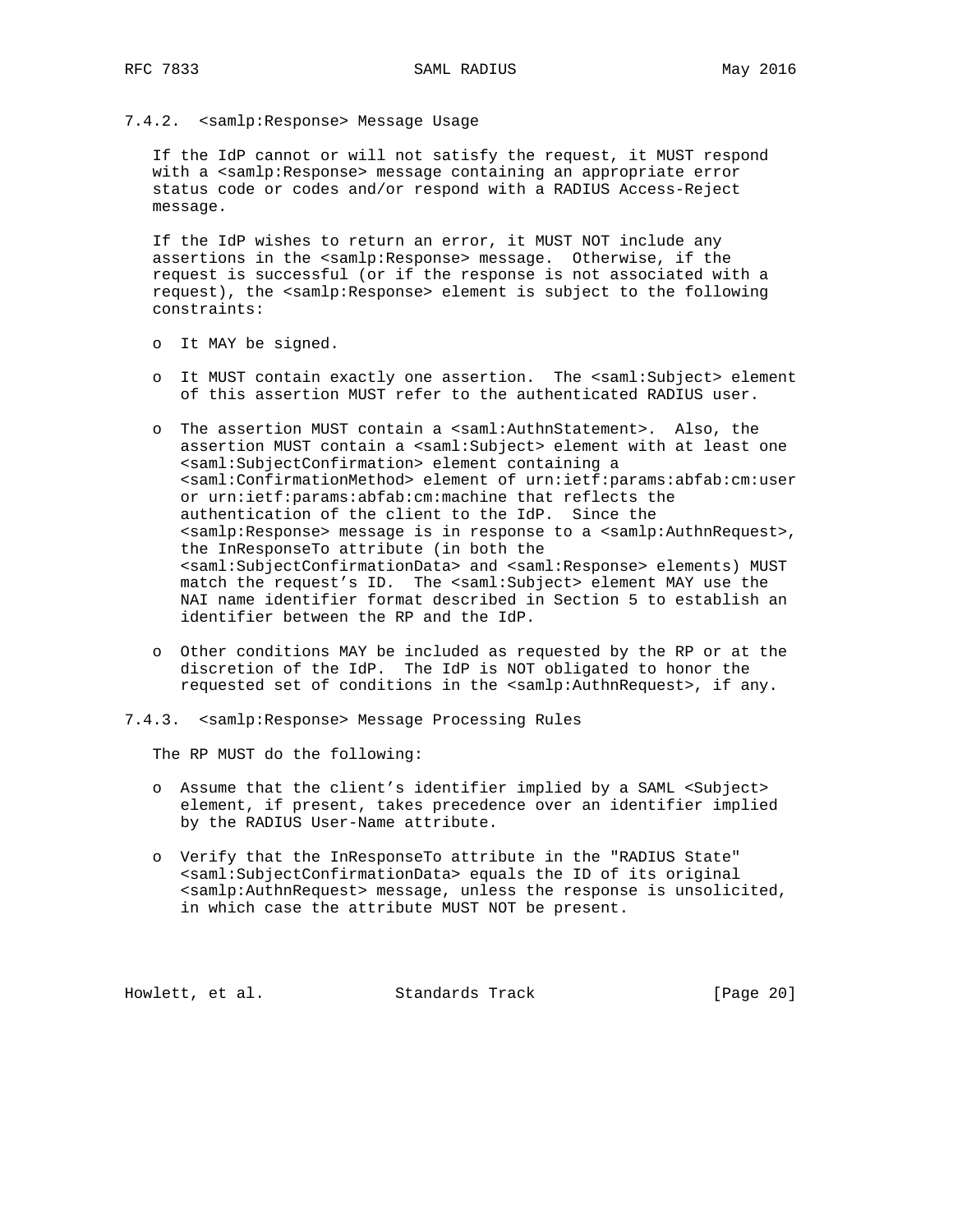### 7.4.2. <samlp:Response> Message Usage

If the IdP cannot or will not satisfy the request, it MUST respond with a <samlp:Response> message containing an appropriate error status code or codes and/or respond with a RADIUS Access-Reject message.

If the IdP wishes to return an error, it MUST NOT include any assertions in the <samlp:Response> message. Otherwise, if the request is successful (or if the response is not associated with a request), the <samlp:Response> element is subject to the following constraints:

- It MAY be signed.
- It MUST contain exactly one assertion. The <saml:Subject> element of this assertion MUST refer to the authenticated RADIUS user.
- The assertion MUST contain a <saml:AuthnStatement>. Also, the assertion MUST contain a <saml:Subject> element with at least one <saml:SubjectConfirmation> element containing a <saml:ConfirmationMethod> element of urn:ietf:params:abfab:cm:user or urn:ietf:params:abfab:cm:machine that reflects the authentication of the client to the IdP. Since the <samlp:Response> message is in response to a <samlp:AuthnRequest>, the InResponseTo attribute (in both the <saml:SubjectConfirmationData> and <saml:Response> elements) MUST match the request's ID. The <saml:Subject> element MAY use the NAI name identifier format described in Section 5 to establish an identifier between the RP and the IdP.
- Other conditions MAY be included as requested by the RP or at the discretion of the IdP. The IdP is NOT obligated to honor the requested set of conditions in the <samlp:AuthnRequest>, if any.

### 7.4.3. <samlp:Response> Message Processing Rules

The RP MUST do the following:

- Assume that the client's identifier implied by a SAML <Subject> element, if present, takes precedence over an identifier implied by the RADIUS User-Name attribute.
- Verify that the InResponseTo attribute in the "RADIUS State" <saml:SubjectConfirmationData> equals the ID of its original <samlp:AuthnRequest> message, unless the response is unsolicited, in which case the attribute MUST NOT be present.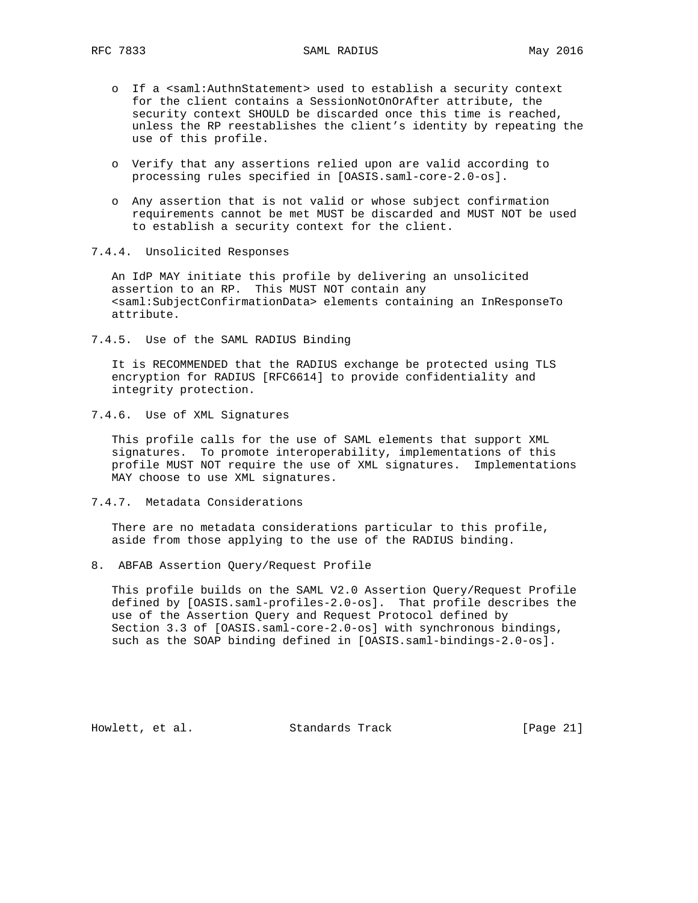- If a <saml:AuthnStatement> used to establish a security context for the client contains a SessionNotOnOrAfter attribute, the security context SHOULD be discarded once this time is reached, unless the RP reestablishes the client's identity by repeating the use of this profile.

- Verify that any assertions relied upon are valid according to processing rules specified in [OASIS.saml-core-2.0-os].

- Any assertion that is not valid or whose subject confirmation requirements cannot be met MUST be discarded and MUST NOT be used to establish a security context for the client.

#### 7.4.4. Unsolicited Responses

An IdP MAY initiate this profile by delivering an unsolicited assertion to an RP. This MUST NOT contain any <saml:SubjectConfirmationData> elements containing an InResponseTo attribute.

#### 7.4.5. Use of the SAML RADIUS Binding

It is RECOMMENDED that the RADIUS exchange be protected using TLS encryption for RADIUS [RFC6614] to provide confidentiality and integrity protection.

#### 7.4.6. Use of XML Signatures

This profile calls for the use of SAML elements that support XML signatures. To promote interoperability, implementations of this profile MUST NOT require the use of XML signatures. Implementations MAY choose to use XML signatures.

#### 7.4.7. Metadata Considerations

There are no metadata considerations particular to this profile, aside from those applying to the use of the RADIUS binding.

## 8. ABFAB Assertion Query/Request Profile

This profile builds on the SAML V2.0 Assertion Query/Request Profile defined by [OASIS.saml-profiles-2.0-os]. That profile describes the use of the Assertion Query and Request Protocol defined by Section 3.3 of [OASIS.saml-core-2.0-os] with synchronous bindings, such as the SOAP binding defined in [OASIS.saml-bindings-2.0-os].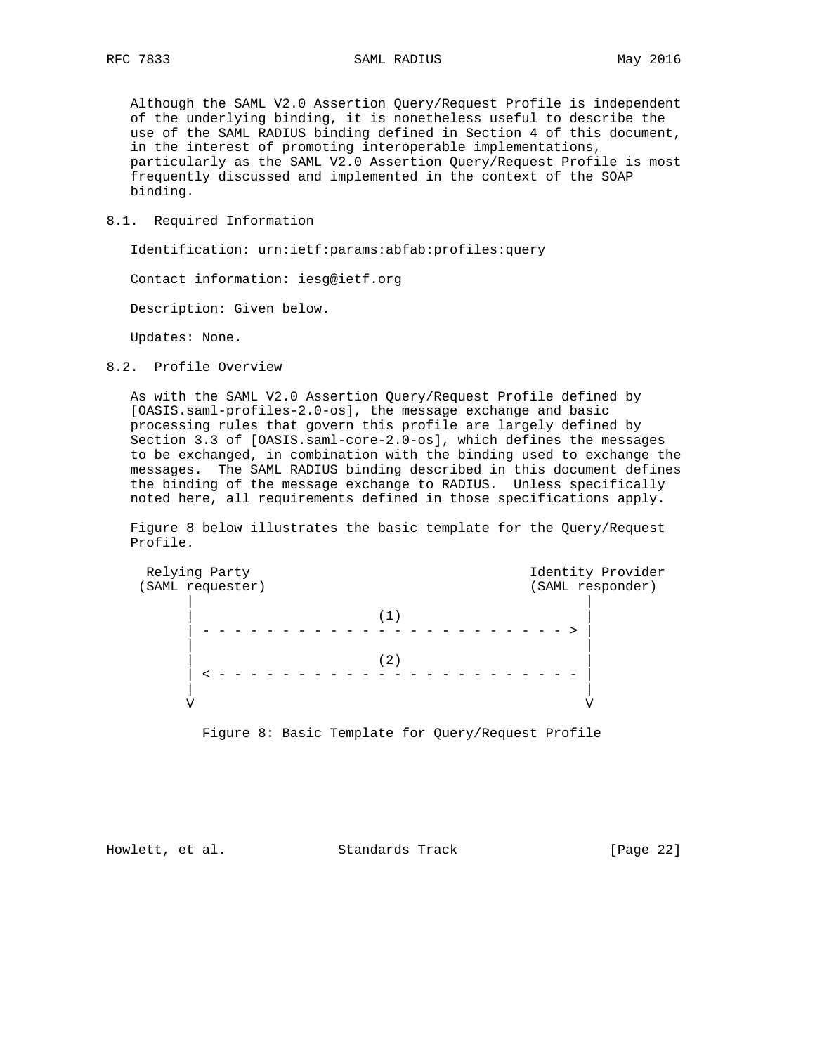Although the SAML V2.0 Assertion Query/Request Profile is independent of the underlying binding, it is nonetheless useful to describe the use of the SAML RADIUS binding defined in Section 4 of this document, in the interest of promoting interoperable implementations, particularly as the SAML V2.0 Assertion Query/Request Profile is most frequently discussed and implemented in the context of the SOAP binding.

## 8.1. Required Information

Identification: urn:ietf:params:abfab:profiles:query

Contact information: iesg@ietf.org

Description: Given below.

Updates: None.

## 8.2. Profile Overview

As with the SAML V2.0 Assertion Query/Request Profile defined by [OASIS.saml-profiles-2.0-os], the message exchange and basic processing rules that govern this profile are largely defined by Section 3.3 of [OASIS.saml-core-2.0-os], which defines the messages to be exchanged, in combination with the binding used to exchange the messages. The SAML RADIUS binding described in this document defines the binding of the message exchange to RADIUS. Unless specifically noted here, all requirements defined in those specifications apply.

Figure 8 below illustrates the basic template for the Query/Request Profile.

```
 Relying Party                                Identity Provider
(SAML requester)                              (SAML responder)
     |                                                |
     |                    (1)                         |
     | - - - - - - - - - - - - - - - - - - - - - - - > |
     |                                                |
     |                    (2)                         |
     | < - - - - - - - - - - - - - - - - - - - - - - - |
     |                                                |
     V                                                V
```

Figure 8: Basic Template for Query/Request Profile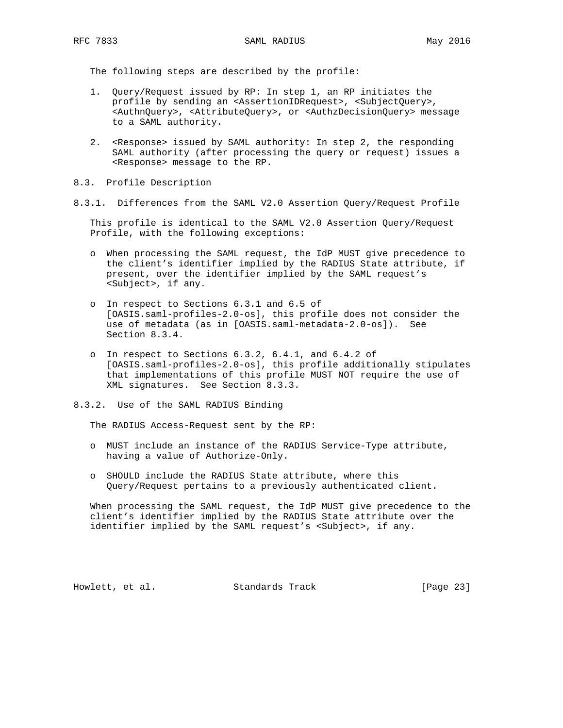The following steps are described by the profile:

1. Query/Request issued by RP: In step 1, an RP initiates the profile by sending an <AssertionIDRequest>, <SubjectQuery>, <AuthnQuery>, <AttributeQuery>, or <AuthzDecisionQuery> message to a SAML authority.

2. <Response> issued by SAML authority: In step 2, the responding SAML authority (after processing the query or request) issues a <Response> message to the RP.

## 8.3. Profile Description

### 8.3.1. Differences from the SAML V2.0 Assertion Query/Request Profile

This profile is identical to the SAML V2.0 Assertion Query/Request Profile, with the following exceptions:

- When processing the SAML request, the IdP MUST give precedence to the client's identifier implied by the RADIUS State attribute, if present, over the identifier implied by the SAML request's <Subject>, if any.

- In respect to Sections 6.3.1 and 6.5 of [OASIS.saml-profiles-2.0-os], this profile does not consider the use of metadata (as in [OASIS.saml-metadata-2.0-os]). See Section 8.3.4.

- In respect to Sections 6.3.2, 6.4.1, and 6.4.2 of [OASIS.saml-profiles-2.0-os], this profile additionally stipulates that implementations of this profile MUST NOT require the use of XML signatures. See Section 8.3.3.

### 8.3.2. Use of the SAML RADIUS Binding

The RADIUS Access-Request sent by the RP:

- MUST include an instance of the RADIUS Service-Type attribute, having a value of Authorize-Only.

- SHOULD include the RADIUS State attribute, where this Query/Request pertains to a previously authenticated client.

When processing the SAML request, the IdP MUST give precedence to the client's identifier implied by the RADIUS State attribute over the identifier implied by the SAML request's <Subject>, if any.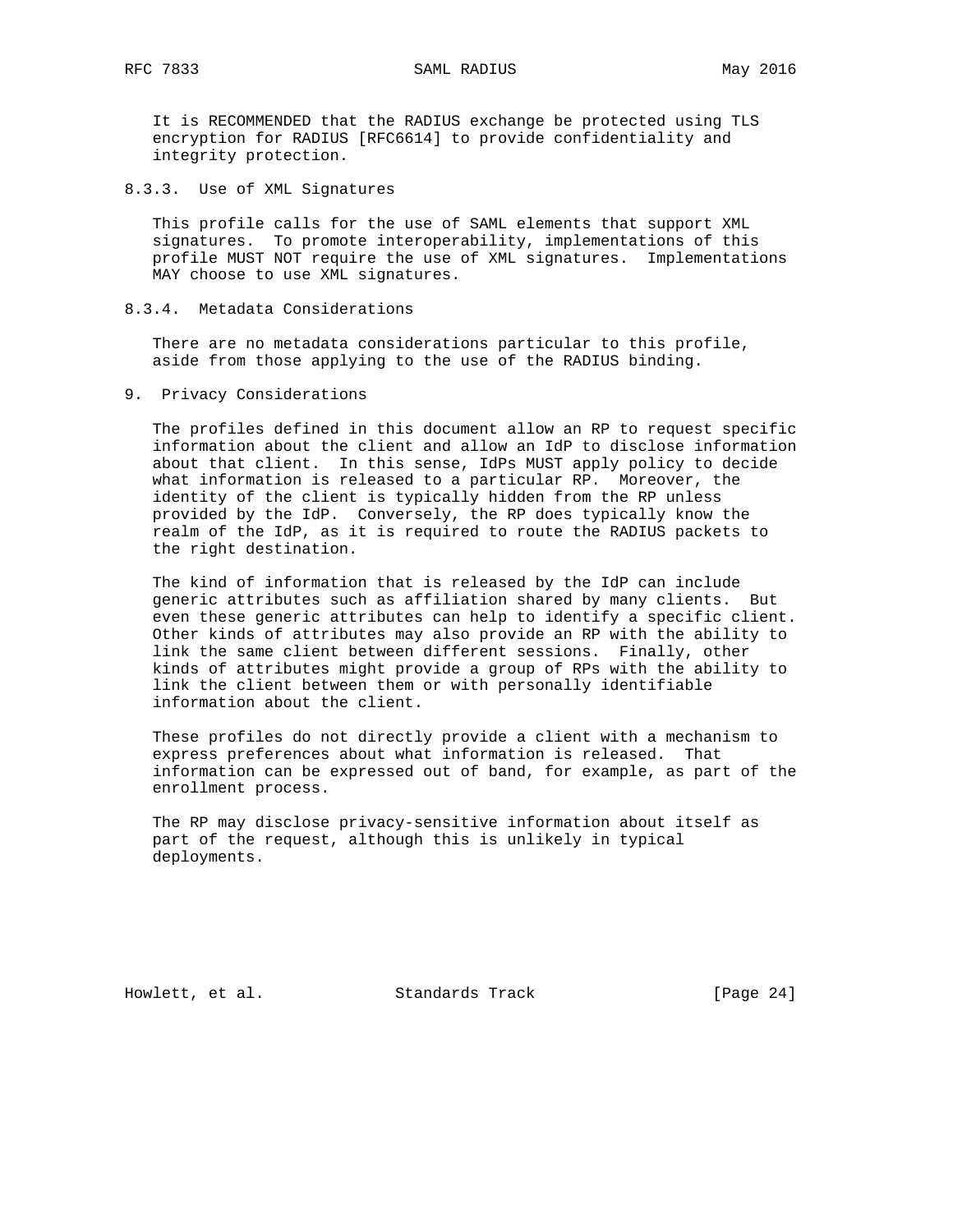It is RECOMMENDED that the RADIUS exchange be protected using TLS encryption for RADIUS [RFC6614] to provide confidentiality and integrity protection.

#### 8.3.3. Use of XML Signatures

This profile calls for the use of SAML elements that support XML signatures. To promote interoperability, implementations of this profile MUST NOT require the use of XML signatures. Implementations MAY choose to use XML signatures.

#### 8.3.4. Metadata Considerations

There are no metadata considerations particular to this profile, aside from those applying to the use of the RADIUS binding.

## 9. Privacy Considerations

The profiles defined in this document allow an RP to request specific information about the client and allow an IdP to disclose information about that client. In this sense, IdPs MUST apply policy to decide what information is released to a particular RP. Moreover, the identity of the client is typically hidden from the RP unless provided by the IdP. Conversely, the RP does typically know the realm of the IdP, as it is required to route the RADIUS packets to the right destination.

The kind of information that is released by the IdP can include generic attributes such as affiliation shared by many clients. But even these generic attributes can help to identify a specific client. Other kinds of attributes may also provide an RP with the ability to link the same client between different sessions. Finally, other kinds of attributes might provide a group of RPs with the ability to link the client between them or with personally identifiable information about the client.

These profiles do not directly provide a client with a mechanism to express preferences about what information is released. That information can be expressed out of band, for example, as part of the enrollment process.

The RP may disclose privacy-sensitive information about itself as part of the request, although this is unlikely in typical deployments.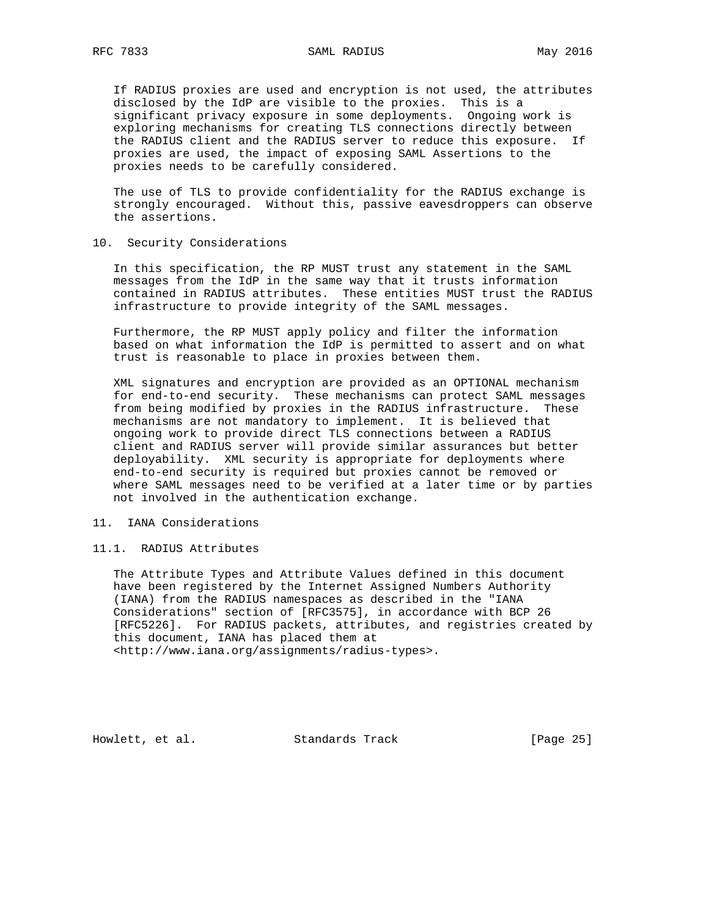If RADIUS proxies are used and encryption is not used, the attributes disclosed by the IdP are visible to the proxies. This is a significant privacy exposure in some deployments. Ongoing work is exploring mechanisms for creating TLS connections directly between the RADIUS client and the RADIUS server to reduce this exposure. If proxies are used, the impact of exposing SAML Assertions to the proxies needs to be carefully considered.

The use of TLS to provide confidentiality for the RADIUS exchange is strongly encouraged. Without this, passive eavesdroppers can observe the assertions.

## 10. Security Considerations

In this specification, the RP MUST trust any statement in the SAML messages from the IdP in the same way that it trusts information contained in RADIUS attributes. These entities MUST trust the RADIUS infrastructure to provide integrity of the SAML messages.

Furthermore, the RP MUST apply policy and filter the information based on what information the IdP is permitted to assert and on what trust is reasonable to place in proxies between them.

XML signatures and encryption are provided as an OPTIONAL mechanism for end-to-end security. These mechanisms can protect SAML messages from being modified by proxies in the RADIUS infrastructure. These mechanisms are not mandatory to implement. It is believed that ongoing work to provide direct TLS connections between a RADIUS client and RADIUS server will provide similar assurances but better deployability. XML security is appropriate for deployments where end-to-end security is required but proxies cannot be removed or where SAML messages need to be verified at a later time or by parties not involved in the authentication exchange.

## 11. IANA Considerations

### 11.1. RADIUS Attributes

The Attribute Types and Attribute Values defined in this document have been registered by the Internet Assigned Numbers Authority (IANA) from the RADIUS namespaces as described in the "IANA Considerations" section of [RFC3575], in accordance with BCP 26 [RFC5226]. For RADIUS packets, attributes, and registries created by this document, IANA has placed them at <http://www.iana.org/assignments/radius-types>.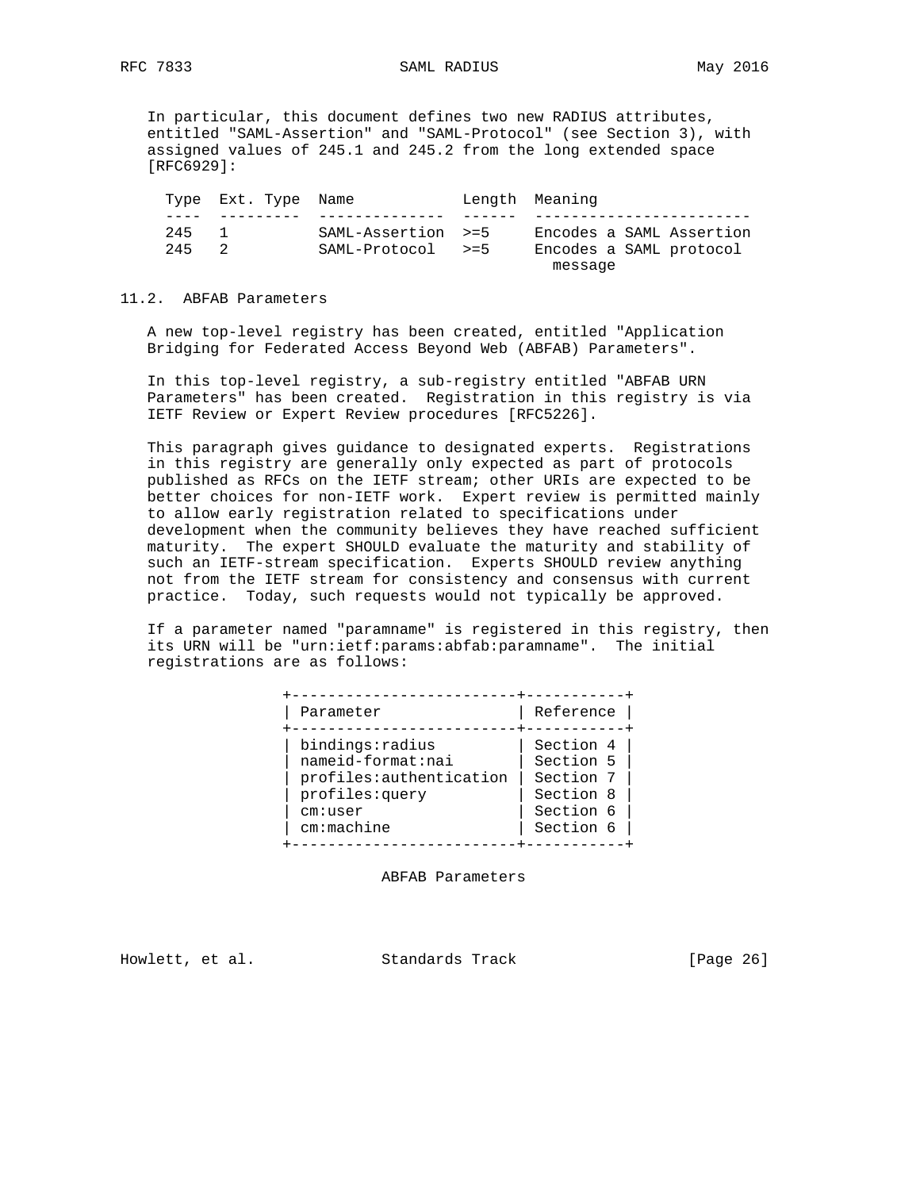In particular, this document defines two new RADIUS attributes, entitled "SAML-Assertion" and "SAML-Protocol" (see Section 3), with assigned values of 245.1 and 245.2 from the long extended space [RFC6929]:

| Type | Ext. Type | Name | Length | Meaning |
| --- | --- | --- | --- | --- |
| 245 | 1 | SAML-Assertion | >=5 | Encodes a SAML Assertion |
| 245 | 2 | SAML-Protocol | >=5 | Encodes a SAML protocol message |

## 11.2. ABFAB Parameters

A new top-level registry has been created, entitled "Application Bridging for Federated Access Beyond Web (ABFAB) Parameters".

In this top-level registry, a sub-registry entitled "ABFAB URN Parameters" has been created. Registration in this registry is via IETF Review or Expert Review procedures [RFC5226].

This paragraph gives guidance to designated experts. Registrations in this registry are generally only expected as part of protocols published as RFCs on the IETF stream; other URIs are expected to be better choices for non-IETF work. Expert review is permitted mainly to allow early registration related to specifications under development when the community believes they have reached sufficient maturity. The expert SHOULD evaluate the maturity and stability of such an IETF-stream specification. Experts SHOULD review anything not from the IETF stream for consistency and consensus with current practice. Today, such requests would not typically be approved.

If a parameter named "paramname" is registered in this registry, then its URN will be "urn:ietf:params:abfab:paramname". The initial registrations are as follows:

| Parameter | Reference |
| --- | --- |
| bindings:radius | Section 4 |
| nameid-format:nai | Section 5 |
| profiles:authentication | Section 7 |
| profiles:query | Section 8 |
| cm:user | Section 6 |
| cm:machine | Section 6 |

ABFAB Parameters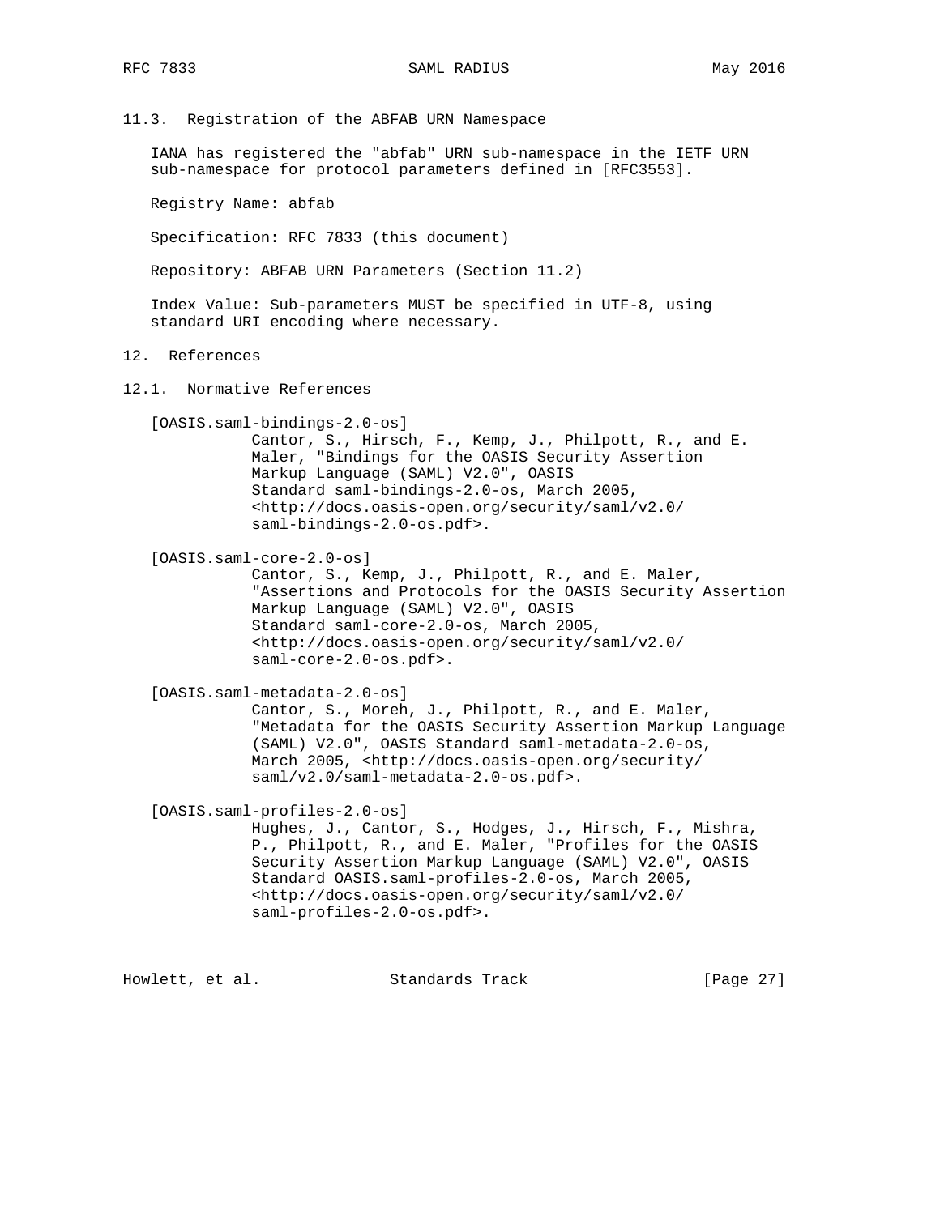### 11.3. Registration of the ABFAB URN Namespace

IANA has registered the "abfab" URN sub-namespace in the IETF URN sub-namespace for protocol parameters defined in [RFC3553].

Registry Name: abfab

Specification: RFC 7833 (this document)

Repository: ABFAB URN Parameters (Section 11.2)

Index Value: Sub-parameters MUST be specified in UTF-8, using standard URI encoding where necessary.

## 12. References

### 12.1. Normative References

[OASIS.saml-bindings-2.0-os]
Cantor, S., Hirsch, F., Kemp, J., Philpott, R., and E. Maler, "Bindings for the OASIS Security Assertion Markup Language (SAML) V2.0", OASIS Standard saml-bindings-2.0-os, March 2005, <http://docs.oasis-open.org/security/saml/v2.0/saml-bindings-2.0-os.pdf>.

[OASIS.saml-core-2.0-os]
Cantor, S., Kemp, J., Philpott, R., and E. Maler, "Assertions and Protocols for the OASIS Security Assertion Markup Language (SAML) V2.0", OASIS Standard saml-core-2.0-os, March 2005, <http://docs.oasis-open.org/security/saml/v2.0/saml-core-2.0-os.pdf>.

[OASIS.saml-metadata-2.0-os]
Cantor, S., Moreh, J., Philpott, R., and E. Maler, "Metadata for the OASIS Security Assertion Markup Language (SAML) V2.0", OASIS Standard saml-metadata-2.0-os, March 2005, <http://docs.oasis-open.org/security/saml/v2.0/saml-metadata-2.0-os.pdf>.

[OASIS.saml-profiles-2.0-os]
Hughes, J., Cantor, S., Hodges, J., Hirsch, F., Mishra, P., Philpott, R., and E. Maler, "Profiles for the OASIS Security Assertion Markup Language (SAML) V2.0", OASIS Standard OASIS.saml-profiles-2.0-os, March 2005, <http://docs.oasis-open.org/security/saml/v2.0/saml-profiles-2.0-os.pdf>.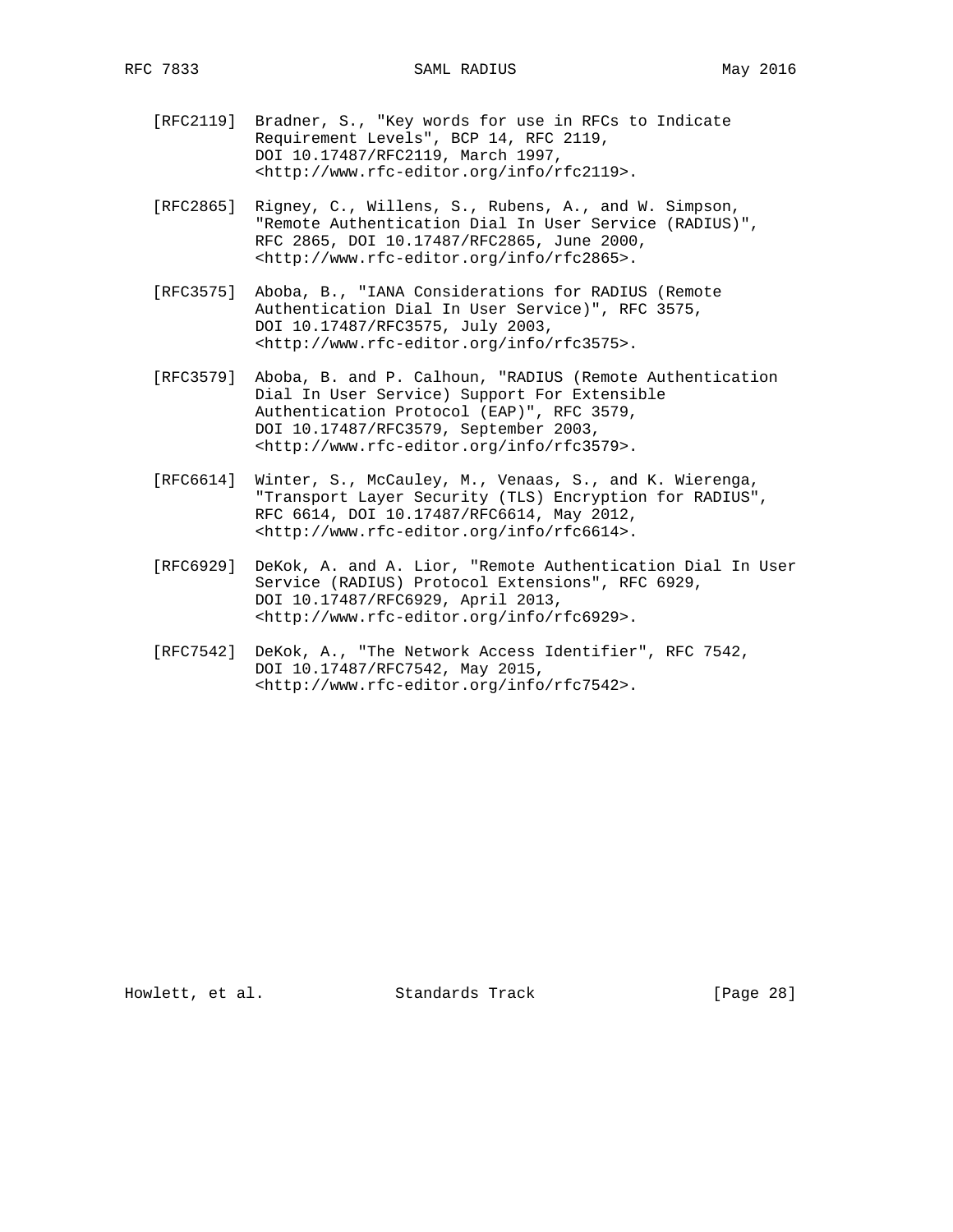[RFC2119] Bradner, S., "Key words for use in RFCs to Indicate Requirement Levels", BCP 14, RFC 2119, DOI 10.17487/RFC2119, March 1997, <http://www.rfc-editor.org/info/rfc2119>.

[RFC2865] Rigney, C., Willens, S., Rubens, A., and W. Simpson, "Remote Authentication Dial In User Service (RADIUS)", RFC 2865, DOI 10.17487/RFC2865, June 2000, <http://www.rfc-editor.org/info/rfc2865>.

[RFC3575] Aboba, B., "IANA Considerations for RADIUS (Remote Authentication Dial In User Service)", RFC 3575, DOI 10.17487/RFC3575, July 2003, <http://www.rfc-editor.org/info/rfc3575>.

[RFC3579] Aboba, B. and P. Calhoun, "RADIUS (Remote Authentication Dial In User Service) Support For Extensible Authentication Protocol (EAP)", RFC 3579, DOI 10.17487/RFC3579, September 2003, <http://www.rfc-editor.org/info/rfc3579>.

[RFC6614] Winter, S., McCauley, M., Venaas, S., and K. Wierenga, "Transport Layer Security (TLS) Encryption for RADIUS", RFC 6614, DOI 10.17487/RFC6614, May 2012, <http://www.rfc-editor.org/info/rfc6614>.

[RFC6929] DeKok, A. and A. Lior, "Remote Authentication Dial In User Service (RADIUS) Protocol Extensions", RFC 6929, DOI 10.17487/RFC6929, April 2013, <http://www.rfc-editor.org/info/rfc6929>.

[RFC7542] DeKok, A., "The Network Access Identifier", RFC 7542, DOI 10.17487/RFC7542, May 2015, <http://www.rfc-editor.org/info/rfc7542>.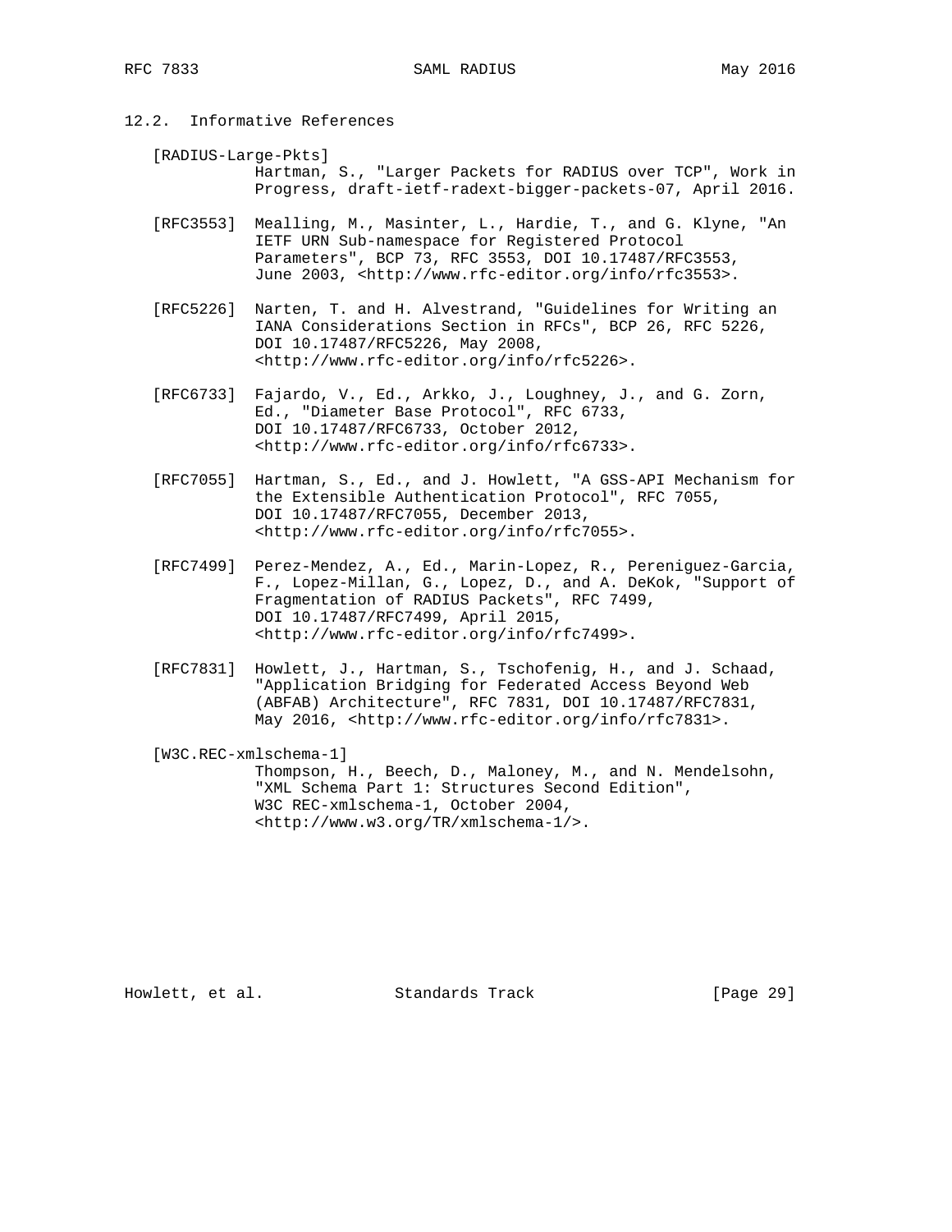### 12.2. Informative References

[RADIUS-Large-Pkts]
Hartman, S., "Larger Packets for RADIUS over TCP", Work in Progress, draft-ietf-radext-bigger-packets-07, April 2016.

[RFC3553] Mealling, M., Masinter, L., Hardie, T., and G. Klyne, "An IETF URN Sub-namespace for Registered Protocol Parameters", BCP 73, RFC 3553, DOI 10.17487/RFC3553, June 2003, <http://www.rfc-editor.org/info/rfc3553>.

[RFC5226] Narten, T. and H. Alvestrand, "Guidelines for Writing an IANA Considerations Section in RFCs", BCP 26, RFC 5226, DOI 10.17487/RFC5226, May 2008, <http://www.rfc-editor.org/info/rfc5226>.

[RFC6733] Fajardo, V., Ed., Arkko, J., Loughney, J., and G. Zorn, Ed., "Diameter Base Protocol", RFC 6733, DOI 10.17487/RFC6733, October 2012, <http://www.rfc-editor.org/info/rfc6733>.

[RFC7055] Hartman, S., Ed., and J. Howlett, "A GSS-API Mechanism for the Extensible Authentication Protocol", RFC 7055, DOI 10.17487/RFC7055, December 2013, <http://www.rfc-editor.org/info/rfc7055>.

[RFC7499] Perez-Mendez, A., Ed., Marin-Lopez, R., Pereniguez-Garcia, F., Lopez-Millan, G., Lopez, D., and A. DeKok, "Support of Fragmentation of RADIUS Packets", RFC 7499, DOI 10.17487/RFC7499, April 2015, <http://www.rfc-editor.org/info/rfc7499>.

[RFC7831] Howlett, J., Hartman, S., Tschofenig, H., and J. Schaad, "Application Bridging for Federated Access Beyond Web (ABFAB) Architecture", RFC 7831, DOI 10.17487/RFC7831, May 2016, <http://www.rfc-editor.org/info/rfc7831>.

[W3C.REC-xmlschema-1]
Thompson, H., Beech, D., Maloney, M., and N. Mendelsohn, "XML Schema Part 1: Structures Second Edition", W3C REC-xmlschema-1, October 2004, <http://www.w3.org/TR/xmlschema-1/>.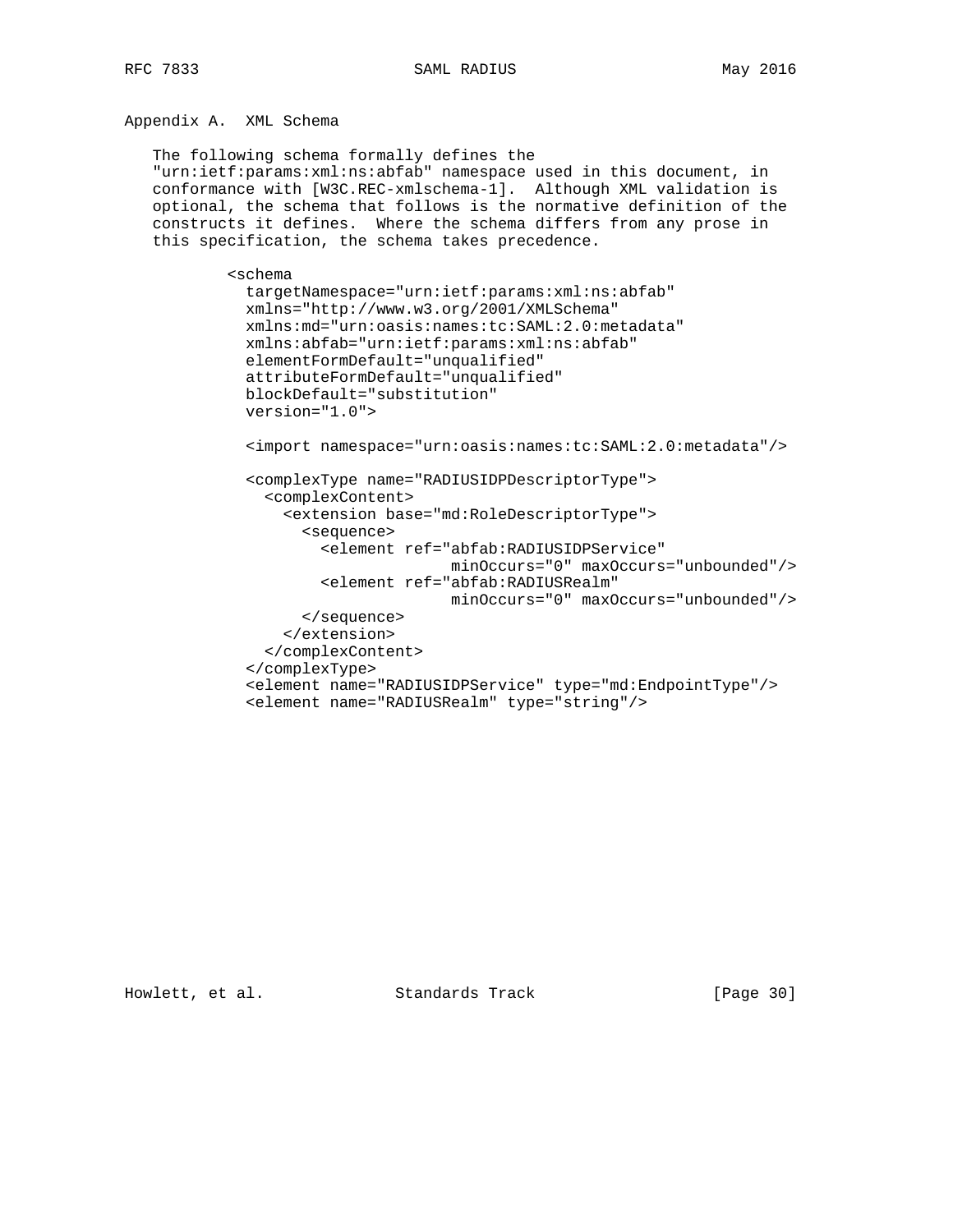# Appendix A. XML Schema

The following schema formally defines the "urn:ietf:params:xml:ns:abfab" namespace used in this document, in conformance with [W3C.REC-xmlschema-1]. Although XML validation is optional, the schema that follows is the normative definition of the constructs it defines. Where the schema differs from any prose in this specification, the schema takes precedence.

```
<schema
  targetNamespace="urn:ietf:params:xml:ns:abfab"
  xmlns="http://www.w3.org/2001/XMLSchema"
  xmlns:md="urn:oasis:names:tc:SAML:2.0:metadata"
  xmlns:abfab="urn:ietf:params:xml:ns:abfab"
  elementFormDefault="unqualified"
  attributeFormDefault="unqualified"
  blockDefault="substitution"
  version="1.0">

  <import namespace="urn:oasis:names:tc:SAML:2.0:metadata"/>

  <complexType name="RADIUSIDPDescriptorType">
    <complexContent>
      <extension base="md:RoleDescriptorType">
        <sequence>
          <element ref="abfab:RADIUSIDPService"
                        minOccurs="0" maxOccurs="unbounded"/>
          <element ref="abfab:RADIUSRealm"
                        minOccurs="0" maxOccurs="unbounded"/>
        </sequence>
      </extension>
    </complexContent>
  </complexType>
  <element name="RADIUSIDPService" type="md:EndpointType"/>
  <element name="RADIUSRealm" type="string"/>
```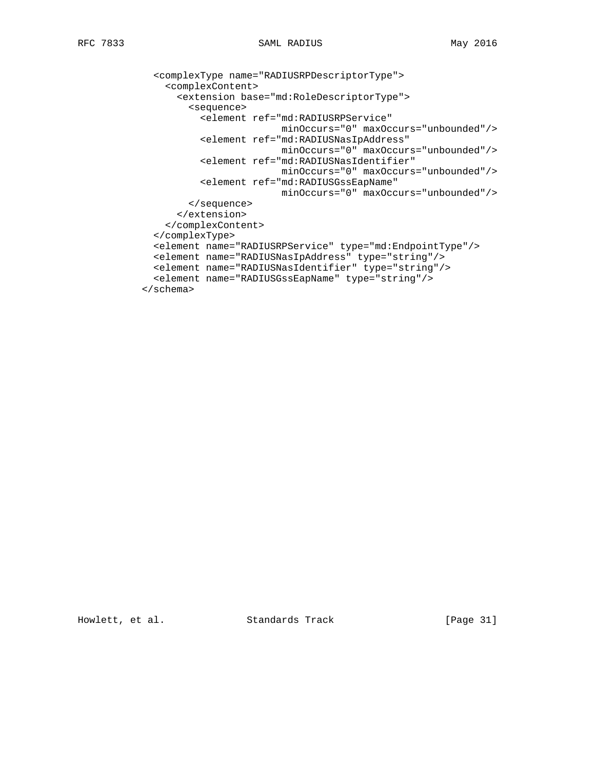```
    <complexType name="RADIUSRPDescriptorType">
      <complexContent>
        <extension base="md:RoleDescriptorType">
          <sequence>
            <element ref="md:RADIUSRPService"
                          minOccurs="0" maxOccurs="unbounded"/>
            <element ref="md:RADIUSNasIpAddress"
                          minOccurs="0" maxOccurs="unbounded"/>
            <element ref="md:RADIUSNasIdentifier"
                          minOccurs="0" maxOccurs="unbounded"/>
            <element ref="md:RADIUSGssEapName"
                          minOccurs="0" maxOccurs="unbounded"/>
          </sequence>
        </extension>
      </complexContent>
    </complexType>
    <element name="RADIUSRPService" type="md:EndpointType"/>
    <element name="RADIUSNasIpAddress" type="string"/>
    <element name="RADIUSNasIdentifier" type="string"/>
    <element name="RADIUSGssEapName" type="string"/>
  </schema>
```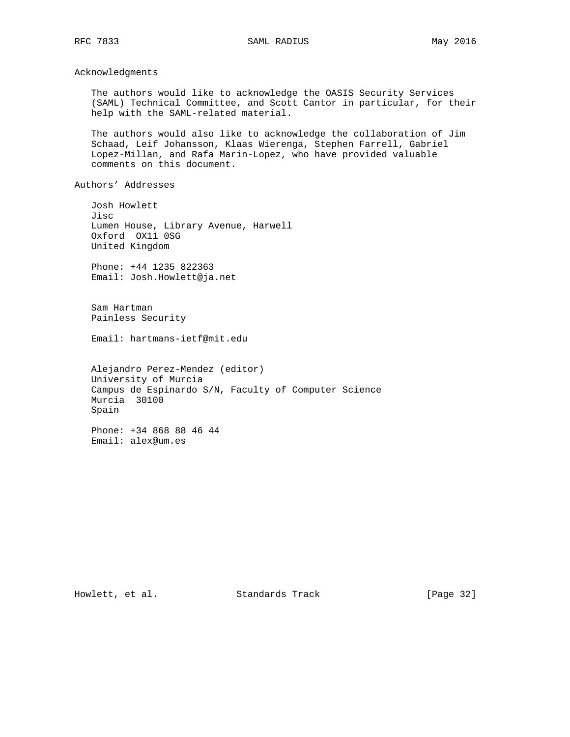## Acknowledgments

The authors would like to acknowledge the OASIS Security Services (SAML) Technical Committee, and Scott Cantor in particular, for their help with the SAML-related material.

The authors would also like to acknowledge the collaboration of Jim Schaad, Leif Johansson, Klaas Wierenga, Stephen Farrell, Gabriel Lopez-Millan, and Rafa Marin-Lopez, who have provided valuable comments on this document.

## Authors' Addresses

Josh Howlett
Jisc
Lumen House, Library Avenue, Harwell
Oxford OX11 0SG
United Kingdom

Phone: +44 1235 822363
Email: Josh.Howlett@ja.net

Sam Hartman
Painless Security

Email: hartmans-ietf@mit.edu

Alejandro Perez-Mendez (editor)
University of Murcia
Campus de Espinardo S/N, Faculty of Computer Science
Murcia 30100
Spain

Phone: +34 868 88 46 44
Email: alex@um.es